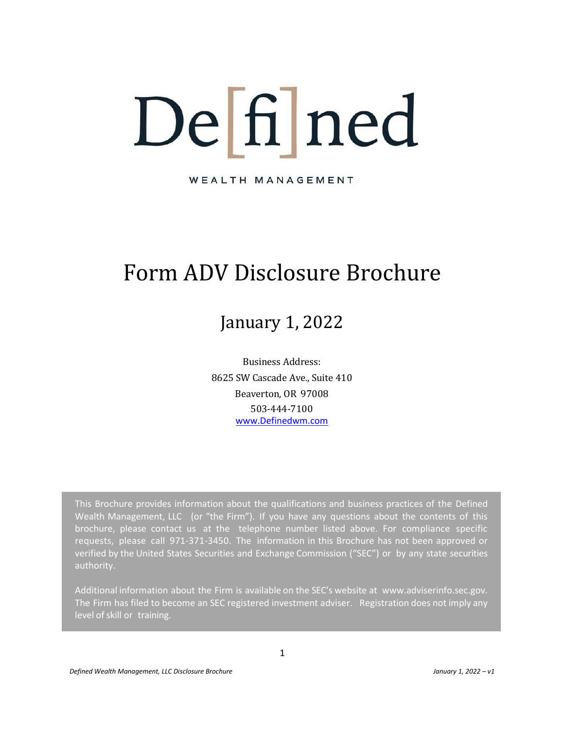# De[fi]ned

WEALTH MANAGEMENT

# Form ADV Disclosure Brochure

## January 1, 2022

Business Address:
8625 SW Cascade Ave., Suite 410
Beaverton, OR 97008
503-444-7100
www.Definedwm.com

This Brochure provides information about the qualifications and business practices of the Defined Wealth Management, LLC (or "the Firm"). If you have any questions about the contents of this brochure, please contact us at the telephone number listed above. For compliance specific requests, please call 971-371-3450. The information in this Brochure has not been approved or verified by the United States Securities and Exchange Commission ("SEC") or by any state securities authority.

Additional information about the Firm is available on the SEC's website at www.adviserinfo.sec.gov. The Firm has filed to become an SEC registered investment adviser. Registration does not imply any level of skill or training.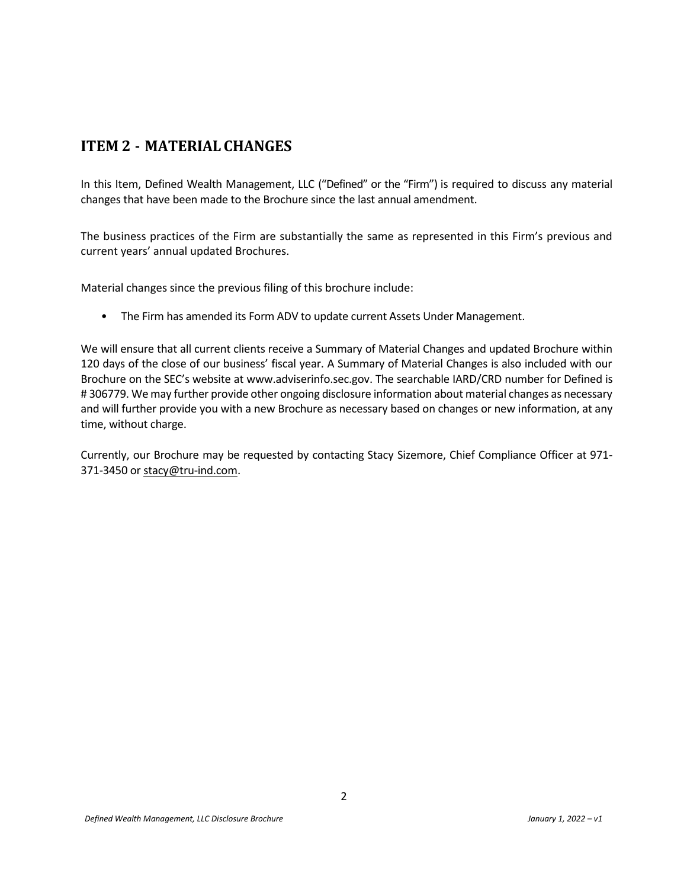## ITEM 2 - MATERIAL CHANGES

In this Item, Defined Wealth Management, LLC ("Defined" or the "Firm") is required to discuss any material changes that have been made to the Brochure since the last annual amendment.

The business practices of the Firm are substantially the same as represented in this Firm's previous and current years' annual updated Brochures.

Material changes since the previous filing of this brochure include:

- The Firm has amended its Form ADV to update current Assets Under Management.

We will ensure that all current clients receive a Summary of Material Changes and updated Brochure within 120 days of the close of our business' fiscal year. A Summary of Material Changes is also included with our Brochure on the SEC's website at www.adviserinfo.sec.gov. The searchable IARD/CRD number for Defined is # 306779. We may further provide other ongoing disclosure information about material changes as necessary and will further provide you with a new Brochure as necessary based on changes or new information, at any time, without charge.

Currently, our Brochure may be requested by contacting Stacy Sizemore, Chief Compliance Officer at 971-371-3450 or stacy@tru-ind.com.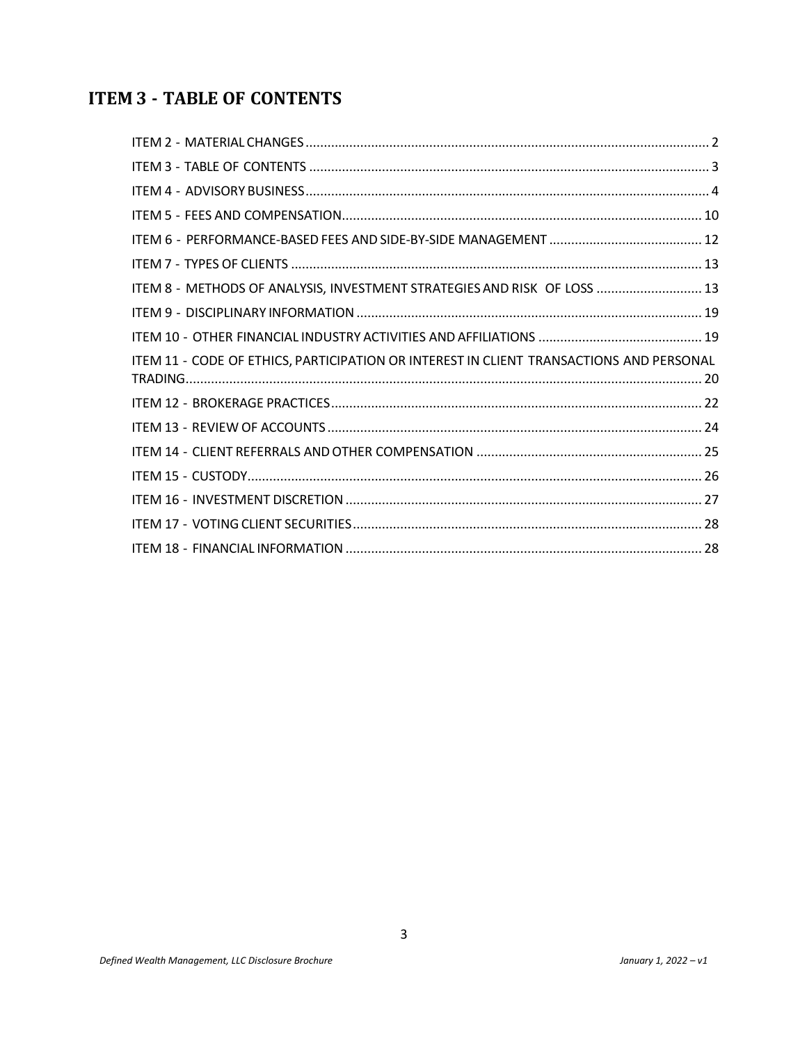## ITEM 3 - TABLE OF CONTENTS

ITEM 2 - MATERIAL CHANGES .......... 2

ITEM 3 - TABLE OF CONTENTS .......... 3

ITEM 4 - ADVISORY BUSINESS .......... 4

ITEM 5 - FEES AND COMPENSATION .......... 10

ITEM 6 - PERFORMANCE-BASED FEES AND SIDE-BY-SIDE MANAGEMENT .......... 12

ITEM 7 - TYPES OF CLIENTS .......... 13

ITEM 8 - METHODS OF ANALYSIS, INVESTMENT STRATEGIES AND RISK OF LOSS .......... 13

ITEM 9 - DISCIPLINARY INFORMATION .......... 19

ITEM 10 - OTHER FINANCIAL INDUSTRY ACTIVITIES AND AFFILIATIONS .......... 19

ITEM 11 - CODE OF ETHICS, PARTICIPATION OR INTEREST IN CLIENT TRANSACTIONS AND PERSONAL TRADING .......... 20

ITEM 12 - BROKERAGE PRACTICES .......... 22

ITEM 13 - REVIEW OF ACCOUNTS .......... 24

ITEM 14 - CLIENT REFERRALS AND OTHER COMPENSATION .......... 25

ITEM 15 - CUSTODY .......... 26

ITEM 16 - INVESTMENT DISCRETION .......... 27

ITEM 17 - VOTING CLIENT SECURITIES .......... 28

ITEM 18 - FINANCIAL INFORMATION .......... 28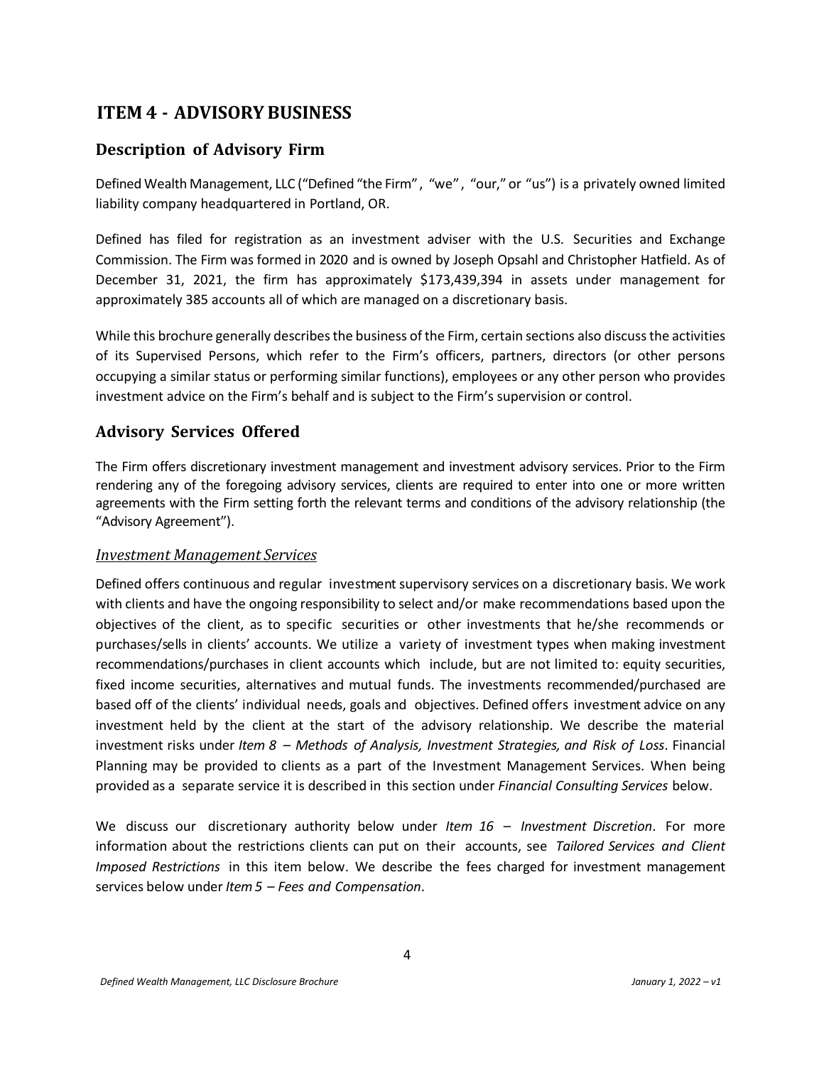# ITEM 4 - ADVISORY BUSINESS

## Description of Advisory Firm

Defined Wealth Management, LLC ("Defined "the Firm", "we", "our," or "us") is a privately owned limited liability company headquartered in Portland, OR.

Defined has filed for registration as an investment adviser with the U.S. Securities and Exchange Commission. The Firm was formed in 2020 and is owned by Joseph Opsahl and Christopher Hatfield. As of December 31, 2021, the firm has approximately $173,439,394 in assets under management for approximately 385 accounts all of which are managed on a discretionary basis.

While this brochure generally describes the business of the Firm, certain sections also discuss the activities of its Supervised Persons, which refer to the Firm's officers, partners, directors (or other persons occupying a similar status or performing similar functions), employees or any other person who provides investment advice on the Firm's behalf and is subject to the Firm's supervision or control.

## Advisory Services Offered

The Firm offers discretionary investment management and investment advisory services. Prior to the Firm rendering any of the foregoing advisory services, clients are required to enter into one or more written agreements with the Firm setting forth the relevant terms and conditions of the advisory relationship (the "Advisory Agreement").

### *Investment Management Services*

Defined offers continuous and regular investment supervisory services on a discretionary basis. We work with clients and have the ongoing responsibility to select and/or make recommendations based upon the objectives of the client, as to specific securities or other investments that he/she recommends or purchases/sells in clients' accounts. We utilize a variety of investment types when making investment recommendations/purchases in client accounts which include, but are not limited to: equity securities, fixed income securities, alternatives and mutual funds. The investments recommended/purchased are based off of the clients' individual needs, goals and objectives. Defined offers investment advice on any investment held by the client at the start of the advisory relationship. We describe the material investment risks under *Item 8 – Methods of Analysis, Investment Strategies, and Risk of Loss*. Financial Planning may be provided to clients as a part of the Investment Management Services. When being provided as a separate service it is described in this section under *Financial Consulting Services* below.

We discuss our discretionary authority below under *Item 16 – Investment Discretion*. For more information about the restrictions clients can put on their accounts, see *Tailored Services and Client Imposed Restrictions* in this item below. We describe the fees charged for investment management services below under *Item 5 – Fees and Compensation*.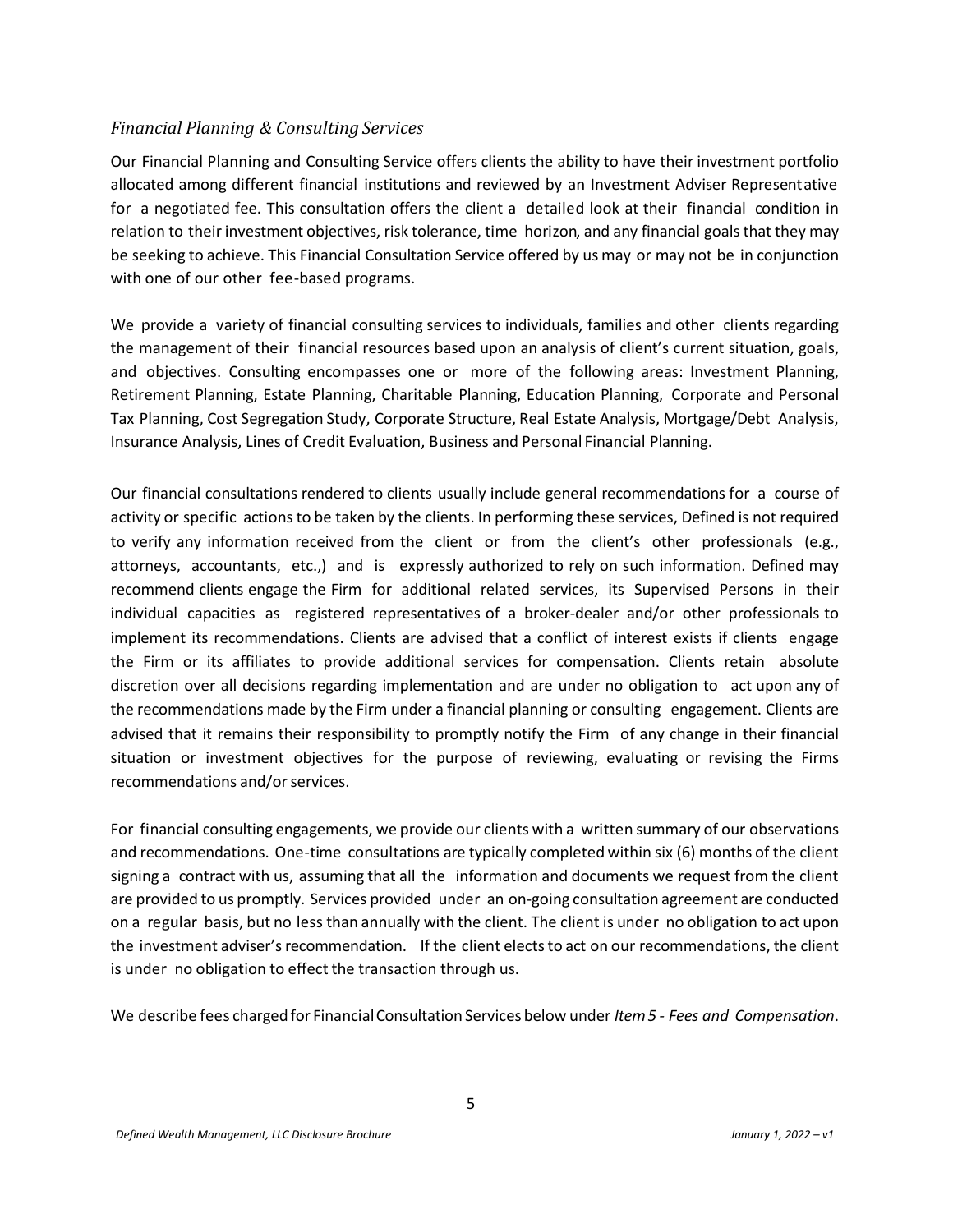### *Financial Planning & Consulting Services*

Our Financial Planning and Consulting Service offers clients the ability to have their investment portfolio allocated among different financial institutions and reviewed by an Investment Adviser Representative for a negotiated fee. This consultation offers the client a detailed look at their financial condition in relation to their investment objectives, risk tolerance, time horizon, and any financial goals that they may be seeking to achieve. This Financial Consultation Service offered by us may or may not be in conjunction with one of our other fee-based programs.

We provide a variety of financial consulting services to individuals, families and other clients regarding the management of their financial resources based upon an analysis of client's current situation, goals, and objectives. Consulting encompasses one or more of the following areas: Investment Planning, Retirement Planning, Estate Planning, Charitable Planning, Education Planning, Corporate and Personal Tax Planning, Cost Segregation Study, Corporate Structure, Real Estate Analysis, Mortgage/Debt Analysis, Insurance Analysis, Lines of Credit Evaluation, Business and Personal Financial Planning.

Our financial consultations rendered to clients usually include general recommendations for a course of activity or specific actions to be taken by the clients. In performing these services, Defined is not required to verify any information received from the client or from the client's other professionals (e.g., attorneys, accountants, etc.,) and is expressly authorized to rely on such information. Defined may recommend clients engage the Firm for additional related services, its Supervised Persons in their individual capacities as registered representatives of a broker-dealer and/or other professionals to implement its recommendations. Clients are advised that a conflict of interest exists if clients engage the Firm or its affiliates to provide additional services for compensation. Clients retain absolute discretion over all decisions regarding implementation and are under no obligation to act upon any of the recommendations made by the Firm under a financial planning or consulting engagement. Clients are advised that it remains their responsibility to promptly notify the Firm of any change in their financial situation or investment objectives for the purpose of reviewing, evaluating or revising the Firms recommendations and/or services.

For financial consulting engagements, we provide our clients with a written summary of our observations and recommendations. One-time consultations are typically completed within six (6) months of the client signing a contract with us, assuming that all the information and documents we request from the client are provided to us promptly. Services provided under an on-going consultation agreement are conducted on a regular basis, but no less than annually with the client. The client is under no obligation to act upon the investment adviser's recommendation. If the client elects to act on our recommendations, the client is under no obligation to effect the transaction through us.

We describe fees charged for Financial Consultation Services below under *Item 5 - Fees and Compensation*.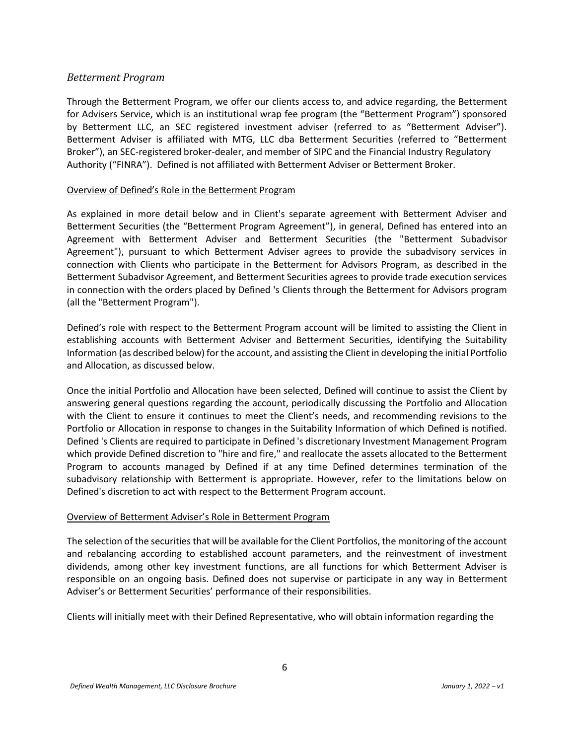### *Betterment Program*

Through the Betterment Program, we offer our clients access to, and advice regarding, the Betterment for Advisers Service, which is an institutional wrap fee program (the "Betterment Program") sponsored by Betterment LLC, an SEC registered investment adviser (referred to as "Betterment Adviser"). Betterment Adviser is affiliated with MTG, LLC dba Betterment Securities (referred to "Betterment Broker"), an SEC-registered broker-dealer, and member of SIPC and the Financial Industry Regulatory Authority ("FINRA"). Defined is not affiliated with Betterment Adviser or Betterment Broker.

Overview of Defined's Role in the Betterment Program

As explained in more detail below and in Client's separate agreement with Betterment Adviser and Betterment Securities (the "Betterment Program Agreement"), in general, Defined has entered into an Agreement with Betterment Adviser and Betterment Securities (the "Betterment Subadvisor Agreement"), pursuant to which Betterment Adviser agrees to provide the subadvisory services in connection with Clients who participate in the Betterment for Advisors Program, as described in the Betterment Subadvisor Agreement, and Betterment Securities agrees to provide trade execution services in connection with the orders placed by Defined 's Clients through the Betterment for Advisors program (all the "Betterment Program").

Defined's role with respect to the Betterment Program account will be limited to assisting the Client in establishing accounts with Betterment Adviser and Betterment Securities, identifying the Suitability Information (as described below) for the account, and assisting the Client in developing the initial Portfolio and Allocation, as discussed below.

Once the initial Portfolio and Allocation have been selected, Defined will continue to assist the Client by answering general questions regarding the account, periodically discussing the Portfolio and Allocation with the Client to ensure it continues to meet the Client's needs, and recommending revisions to the Portfolio or Allocation in response to changes in the Suitability Information of which Defined is notified. Defined 's Clients are required to participate in Defined 's discretionary Investment Management Program which provide Defined discretion to "hire and fire," and reallocate the assets allocated to the Betterment Program to accounts managed by Defined if at any time Defined determines termination of the subadvisory relationship with Betterment is appropriate. However, refer to the limitations below on Defined's discretion to act with respect to the Betterment Program account.

Overview of Betterment Adviser's Role in Betterment Program

The selection of the securities that will be available for the Client Portfolios, the monitoring of the account and rebalancing according to established account parameters, and the reinvestment of investment dividends, among other key investment functions, are all functions for which Betterment Adviser is responsible on an ongoing basis. Defined does not supervise or participate in any way in Betterment Adviser's or Betterment Securities' performance of their responsibilities.

Clients will initially meet with their Defined Representative, who will obtain information regarding the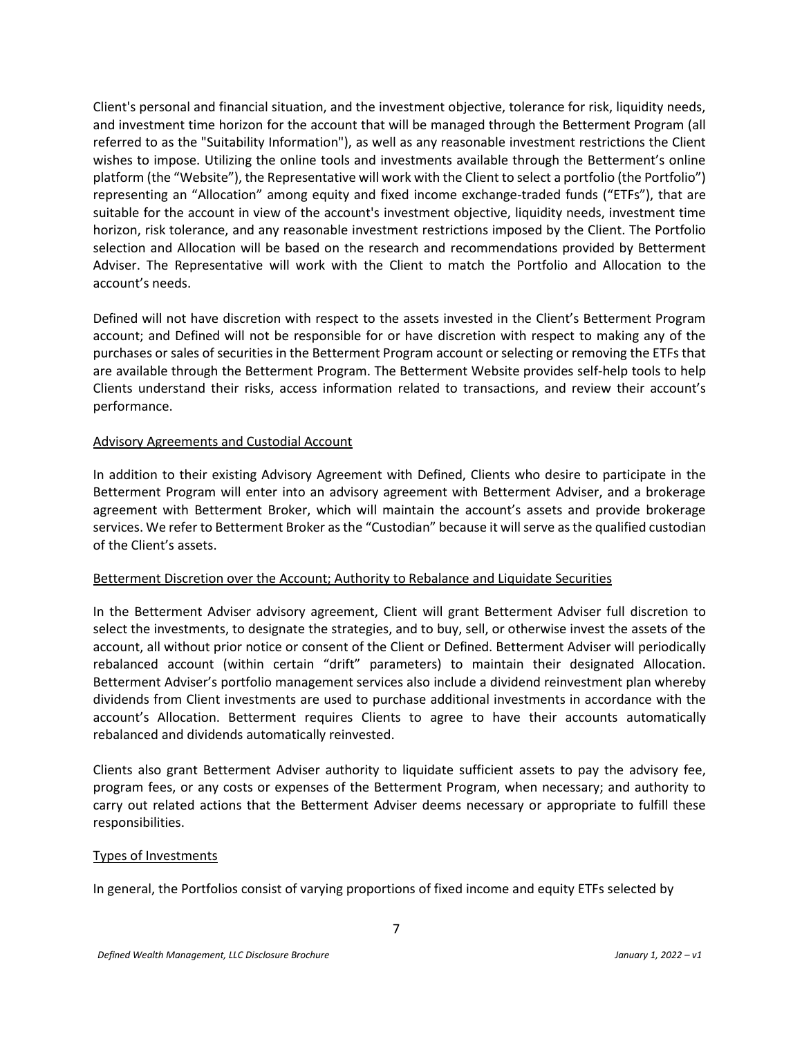Client's personal and financial situation, and the investment objective, tolerance for risk, liquidity needs, and investment time horizon for the account that will be managed through the Betterment Program (all referred to as the "Suitability Information"), as well as any reasonable investment restrictions the Client wishes to impose. Utilizing the online tools and investments available through the Betterment's online platform (the "Website"), the Representative will work with the Client to select a portfolio (the Portfolio") representing an "Allocation" among equity and fixed income exchange-traded funds ("ETFs"), that are suitable for the account in view of the account's investment objective, liquidity needs, investment time horizon, risk tolerance, and any reasonable investment restrictions imposed by the Client. The Portfolio selection and Allocation will be based on the research and recommendations provided by Betterment Adviser. The Representative will work with the Client to match the Portfolio and Allocation to the account's needs.

Defined will not have discretion with respect to the assets invested in the Client's Betterment Program account; and Defined will not be responsible for or have discretion with respect to making any of the purchases or sales of securities in the Betterment Program account or selecting or removing the ETFs that are available through the Betterment Program. The Betterment Website provides self-help tools to help Clients understand their risks, access information related to transactions, and review their account's performance.

Advisory Agreements and Custodial Account

In addition to their existing Advisory Agreement with Defined, Clients who desire to participate in the Betterment Program will enter into an advisory agreement with Betterment Adviser, and a brokerage agreement with Betterment Broker, which will maintain the account's assets and provide brokerage services. We refer to Betterment Broker as the "Custodian" because it will serve as the qualified custodian of the Client's assets.

Betterment Discretion over the Account; Authority to Rebalance and Liquidate Securities

In the Betterment Adviser advisory agreement, Client will grant Betterment Adviser full discretion to select the investments, to designate the strategies, and to buy, sell, or otherwise invest the assets of the account, all without prior notice or consent of the Client or Defined. Betterment Adviser will periodically rebalanced account (within certain "drift" parameters) to maintain their designated Allocation. Betterment Adviser's portfolio management services also include a dividend reinvestment plan whereby dividends from Client investments are used to purchase additional investments in accordance with the account's Allocation. Betterment requires Clients to agree to have their accounts automatically rebalanced and dividends automatically reinvested.

Clients also grant Betterment Adviser authority to liquidate sufficient assets to pay the advisory fee, program fees, or any costs or expenses of the Betterment Program, when necessary; and authority to carry out related actions that the Betterment Adviser deems necessary or appropriate to fulfill these responsibilities.

Types of Investments

In general, the Portfolios consist of varying proportions of fixed income and equity ETFs selected by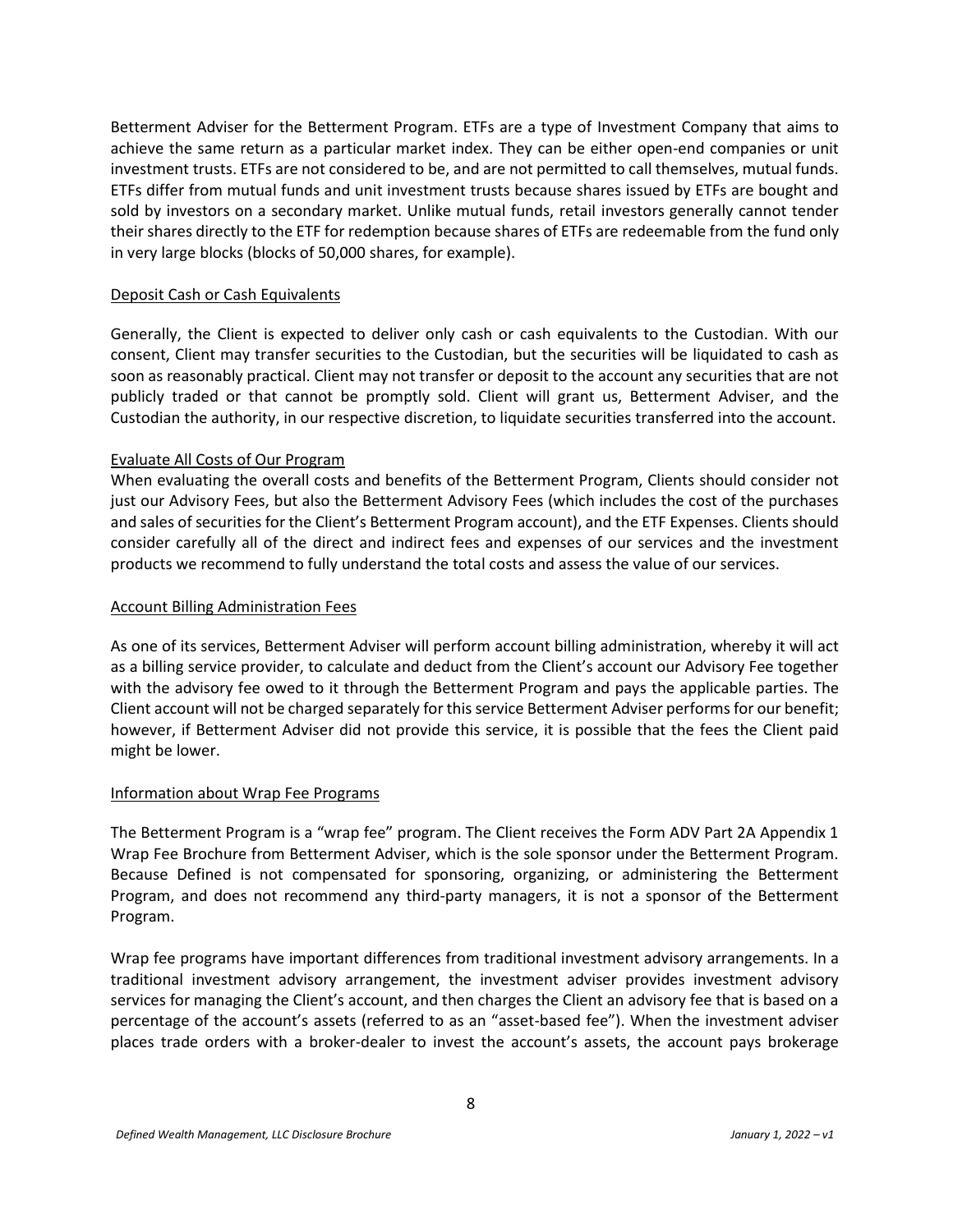Betterment Adviser for the Betterment Program. ETFs are a type of Investment Company that aims to achieve the same return as a particular market index. They can be either open-end companies or unit investment trusts. ETFs are not considered to be, and are not permitted to call themselves, mutual funds. ETFs differ from mutual funds and unit investment trusts because shares issued by ETFs are bought and sold by investors on a secondary market. Unlike mutual funds, retail investors generally cannot tender their shares directly to the ETF for redemption because shares of ETFs are redeemable from the fund only in very large blocks (blocks of 50,000 shares, for example).

### Deposit Cash or Cash Equivalents

Generally, the Client is expected to deliver only cash or cash equivalents to the Custodian. With our consent, Client may transfer securities to the Custodian, but the securities will be liquidated to cash as soon as reasonably practical. Client may not transfer or deposit to the account any securities that are not publicly traded or that cannot be promptly sold. Client will grant us, Betterment Adviser, and the Custodian the authority, in our respective discretion, to liquidate securities transferred into the account.

### Evaluate All Costs of Our Program

When evaluating the overall costs and benefits of the Betterment Program, Clients should consider not just our Advisory Fees, but also the Betterment Advisory Fees (which includes the cost of the purchases and sales of securities for the Client's Betterment Program account), and the ETF Expenses. Clients should consider carefully all of the direct and indirect fees and expenses of our services and the investment products we recommend to fully understand the total costs and assess the value of our services.

### Account Billing Administration Fees

As one of its services, Betterment Adviser will perform account billing administration, whereby it will act as a billing service provider, to calculate and deduct from the Client's account our Advisory Fee together with the advisory fee owed to it through the Betterment Program and pays the applicable parties. The Client account will not be charged separately for this service Betterment Adviser performs for our benefit; however, if Betterment Adviser did not provide this service, it is possible that the fees the Client paid might be lower.

### Information about Wrap Fee Programs

The Betterment Program is a "wrap fee" program. The Client receives the Form ADV Part 2A Appendix 1 Wrap Fee Brochure from Betterment Adviser, which is the sole sponsor under the Betterment Program. Because Defined is not compensated for sponsoring, organizing, or administering the Betterment Program, and does not recommend any third-party managers, it is not a sponsor of the Betterment Program.

Wrap fee programs have important differences from traditional investment advisory arrangements. In a traditional investment advisory arrangement, the investment adviser provides investment advisory services for managing the Client's account, and then charges the Client an advisory fee that is based on a percentage of the account's assets (referred to as an "asset-based fee"). When the investment adviser places trade orders with a broker-dealer to invest the account's assets, the account pays brokerage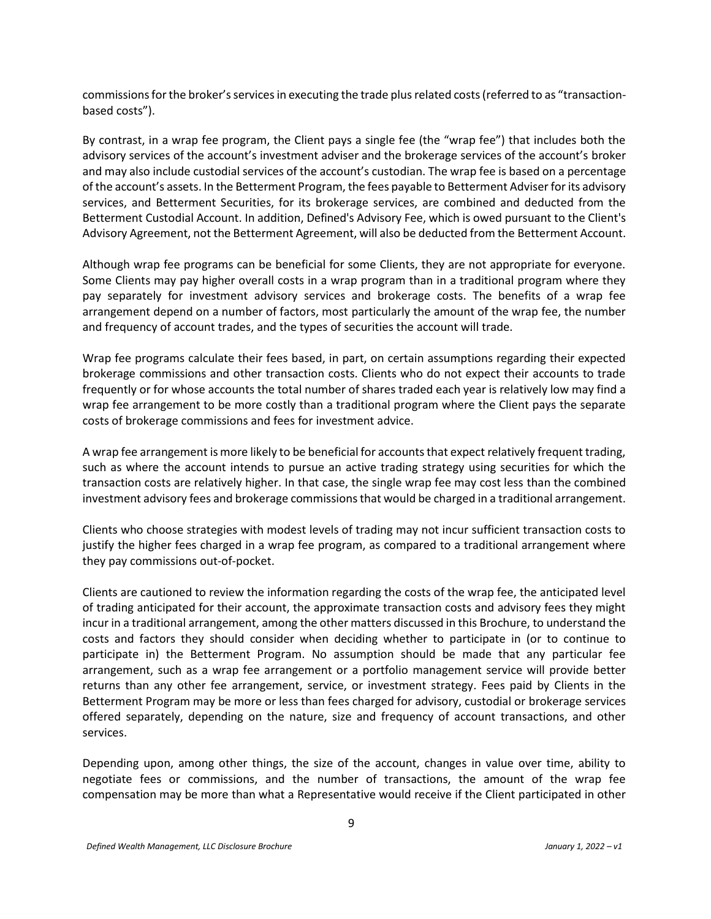commissions for the broker's services in executing the trade plus related costs (referred to as "transaction-based costs").

By contrast, in a wrap fee program, the Client pays a single fee (the "wrap fee") that includes both the advisory services of the account's investment adviser and the brokerage services of the account's broker and may also include custodial services of the account's custodian. The wrap fee is based on a percentage of the account's assets. In the Betterment Program, the fees payable to Betterment Adviser for its advisory services, and Betterment Securities, for its brokerage services, are combined and deducted from the Betterment Custodial Account. In addition, Defined's Advisory Fee, which is owed pursuant to the Client's Advisory Agreement, not the Betterment Agreement, will also be deducted from the Betterment Account.

Although wrap fee programs can be beneficial for some Clients, they are not appropriate for everyone. Some Clients may pay higher overall costs in a wrap program than in a traditional program where they pay separately for investment advisory services and brokerage costs. The benefits of a wrap fee arrangement depend on a number of factors, most particularly the amount of the wrap fee, the number and frequency of account trades, and the types of securities the account will trade.

Wrap fee programs calculate their fees based, in part, on certain assumptions regarding their expected brokerage commissions and other transaction costs. Clients who do not expect their accounts to trade frequently or for whose accounts the total number of shares traded each year is relatively low may find a wrap fee arrangement to be more costly than a traditional program where the Client pays the separate costs of brokerage commissions and fees for investment advice.

A wrap fee arrangement is more likely to be beneficial for accounts that expect relatively frequent trading, such as where the account intends to pursue an active trading strategy using securities for which the transaction costs are relatively higher. In that case, the single wrap fee may cost less than the combined investment advisory fees and brokerage commissions that would be charged in a traditional arrangement.

Clients who choose strategies with modest levels of trading may not incur sufficient transaction costs to justify the higher fees charged in a wrap fee program, as compared to a traditional arrangement where they pay commissions out-of-pocket.

Clients are cautioned to review the information regarding the costs of the wrap fee, the anticipated level of trading anticipated for their account, the approximate transaction costs and advisory fees they might incur in a traditional arrangement, among the other matters discussed in this Brochure, to understand the costs and factors they should consider when deciding whether to participate in (or to continue to participate in) the Betterment Program. No assumption should be made that any particular fee arrangement, such as a wrap fee arrangement or a portfolio management service will provide better returns than any other fee arrangement, service, or investment strategy. Fees paid by Clients in the Betterment Program may be more or less than fees charged for advisory, custodial or brokerage services offered separately, depending on the nature, size and frequency of account transactions, and other services.

Depending upon, among other things, the size of the account, changes in value over time, ability to negotiate fees or commissions, and the number of transactions, the amount of the wrap fee compensation may be more than what a Representative would receive if the Client participated in other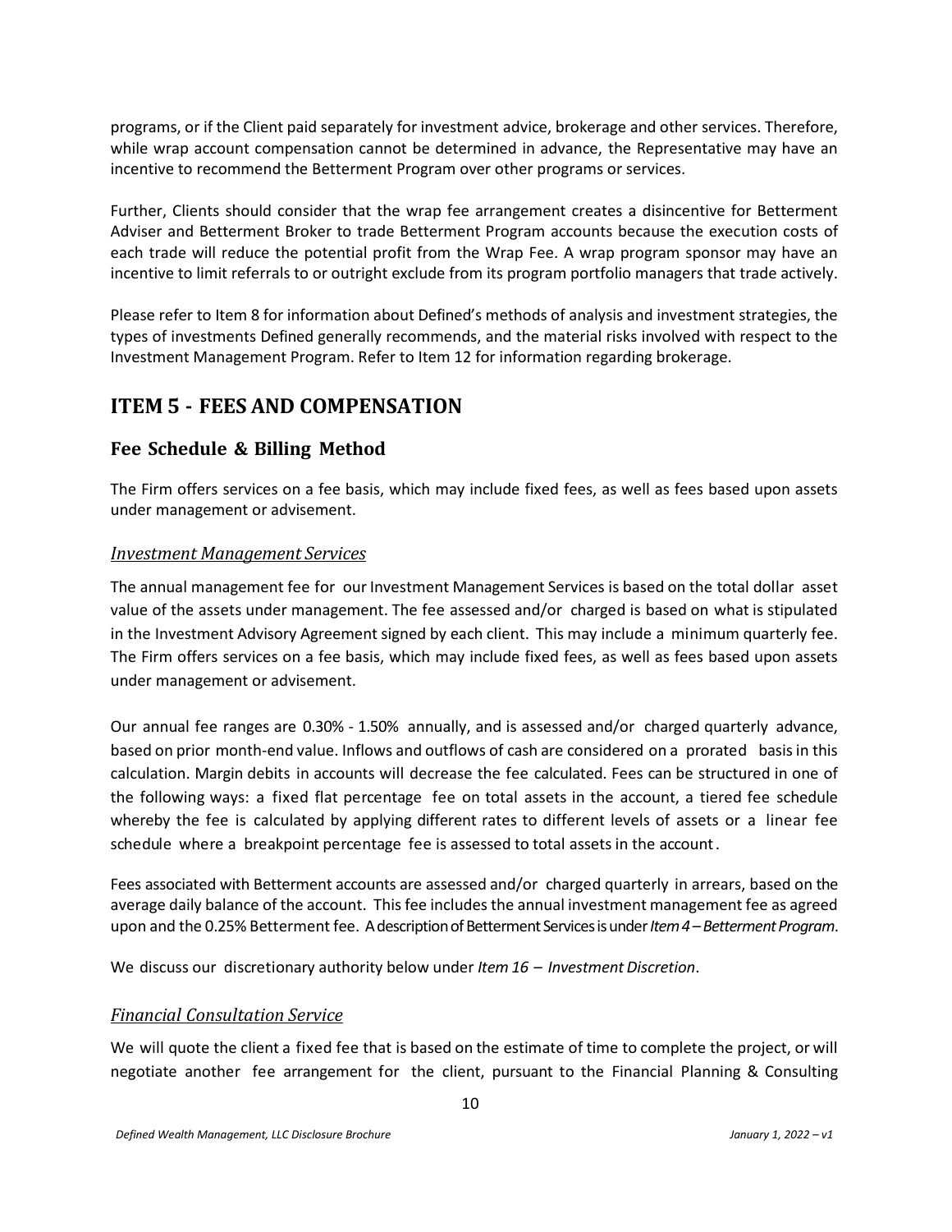programs, or if the Client paid separately for investment advice, brokerage and other services. Therefore, while wrap account compensation cannot be determined in advance, the Representative may have an incentive to recommend the Betterment Program over other programs or services.

Further, Clients should consider that the wrap fee arrangement creates a disincentive for Betterment Adviser and Betterment Broker to trade Betterment Program accounts because the execution costs of each trade will reduce the potential profit from the Wrap Fee. A wrap program sponsor may have an incentive to limit referrals to or outright exclude from its program portfolio managers that trade actively.

Please refer to Item 8 for information about Defined's methods of analysis and investment strategies, the types of investments Defined generally recommends, and the material risks involved with respect to the Investment Management Program. Refer to Item 12 for information regarding brokerage.

# ITEM 5 - FEES AND COMPENSATION

## Fee Schedule & Billing Method

The Firm offers services on a fee basis, which may include fixed fees, as well as fees based upon assets under management or advisement.

### *Investment Management Services*

The annual management fee for our Investment Management Services is based on the total dollar asset value of the assets under management. The fee assessed and/or charged is based on what is stipulated in the Investment Advisory Agreement signed by each client. This may include a minimum quarterly fee. The Firm offers services on a fee basis, which may include fixed fees, as well as fees based upon assets under management or advisement.

Our annual fee ranges are 0.30% - 1.50% annually, and is assessed and/or charged quarterly advance, based on prior month-end value. Inflows and outflows of cash are considered on a prorated basis in this calculation. Margin debits in accounts will decrease the fee calculated. Fees can be structured in one of the following ways: a fixed flat percentage fee on total assets in the account, a tiered fee schedule whereby the fee is calculated by applying different rates to different levels of assets or a linear fee schedule where a breakpoint percentage fee is assessed to total assets in the account.

Fees associated with Betterment accounts are assessed and/or charged quarterly in arrears, based on the average daily balance of the account. This fee includes the annual investment management fee as agreed upon and the 0.25% Betterment fee. A description of Betterment Services is under *Item 4 – Betterment Program*.

We discuss our discretionary authority below under *Item 16 – Investment Discretion*.

### *Financial Consultation Service*

We will quote the client a fixed fee that is based on the estimate of time to complete the project, or will negotiate another fee arrangement for the client, pursuant to the Financial Planning & Consulting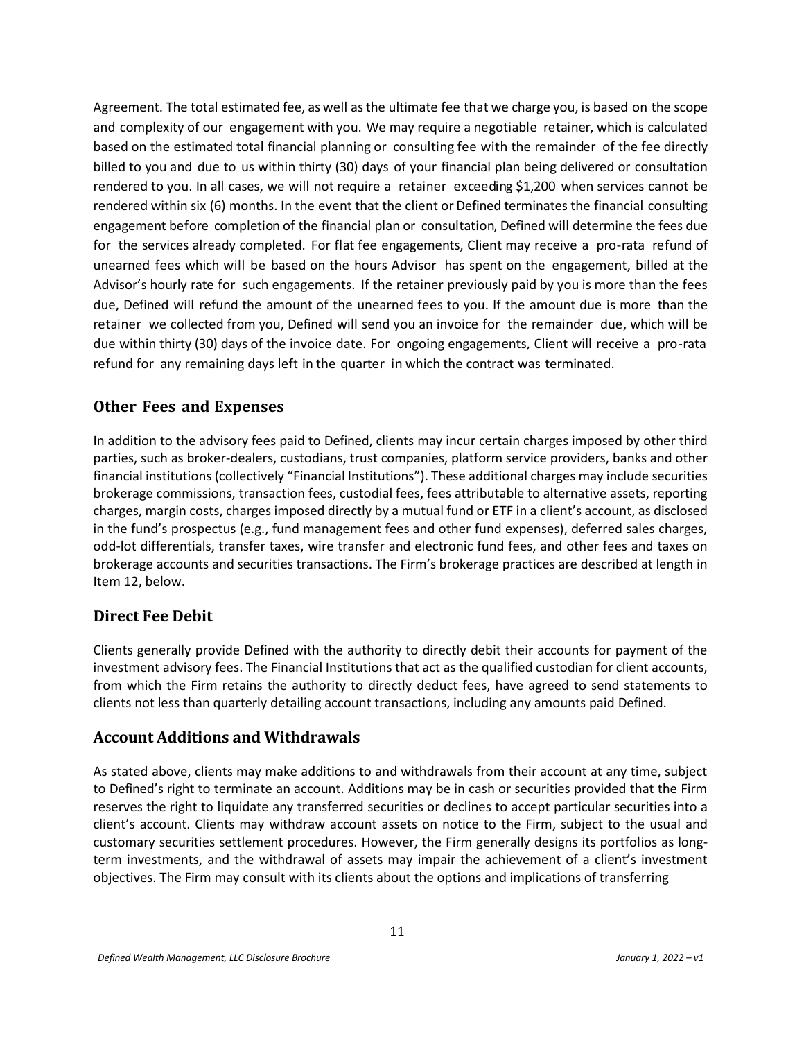Agreement. The total estimated fee, as well as the ultimate fee that we charge you, is based on the scope and complexity of our engagement with you. We may require a negotiable retainer, which is calculated based on the estimated total financial planning or consulting fee with the remainder of the fee directly billed to you and due to us within thirty (30) days of your financial plan being delivered or consultation rendered to you. In all cases, we will not require a retainer exceeding $1,200 when services cannot be rendered within six (6) months. In the event that the client or Defined terminates the financial consulting engagement before completion of the financial plan or consultation, Defined will determine the fees due for the services already completed. For flat fee engagements, Client may receive a pro-rata refund of unearned fees which will be based on the hours Advisor has spent on the engagement, billed at the Advisor's hourly rate for such engagements. If the retainer previously paid by you is more than the fees due, Defined will refund the amount of the unearned fees to you. If the amount due is more than the retainer we collected from you, Defined will send you an invoice for the remainder due, which will be due within thirty (30) days of the invoice date. For ongoing engagements, Client will receive a pro-rata refund for any remaining days left in the quarter in which the contract was terminated.

## Other Fees and Expenses

In addition to the advisory fees paid to Defined, clients may incur certain charges imposed by other third parties, such as broker-dealers, custodians, trust companies, platform service providers, banks and other financial institutions (collectively "Financial Institutions"). These additional charges may include securities brokerage commissions, transaction fees, custodial fees, fees attributable to alternative assets, reporting charges, margin costs, charges imposed directly by a mutual fund or ETF in a client's account, as disclosed in the fund's prospectus (e.g., fund management fees and other fund expenses), deferred sales charges, odd-lot differentials, transfer taxes, wire transfer and electronic fund fees, and other fees and taxes on brokerage accounts and securities transactions. The Firm's brokerage practices are described at length in Item 12, below.

## Direct Fee Debit

Clients generally provide Defined with the authority to directly debit their accounts for payment of the investment advisory fees. The Financial Institutions that act as the qualified custodian for client accounts, from which the Firm retains the authority to directly deduct fees, have agreed to send statements to clients not less than quarterly detailing account transactions, including any amounts paid Defined.

## Account Additions and Withdrawals

As stated above, clients may make additions to and withdrawals from their account at any time, subject to Defined's right to terminate an account. Additions may be in cash or securities provided that the Firm reserves the right to liquidate any transferred securities or declines to accept particular securities into a client's account. Clients may withdraw account assets on notice to the Firm, subject to the usual and customary securities settlement procedures. However, the Firm generally designs its portfolios as long-term investments, and the withdrawal of assets may impair the achievement of a client's investment objectives. The Firm may consult with its clients about the options and implications of transferring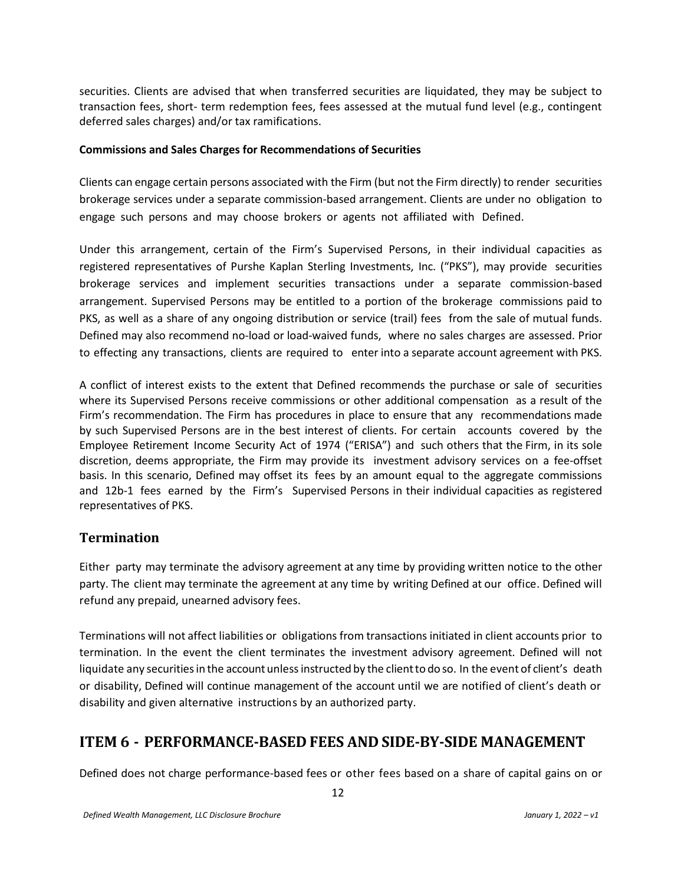securities. Clients are advised that when transferred securities are liquidated, they may be subject to transaction fees, short- term redemption fees, fees assessed at the mutual fund level (e.g., contingent deferred sales charges) and/or tax ramifications.

**Commissions and Sales Charges for Recommendations of Securities**

Clients can engage certain persons associated with the Firm (but not the Firm directly) to render securities brokerage services under a separate commission-based arrangement. Clients are under no obligation to engage such persons and may choose brokers or agents not affiliated with Defined.

Under this arrangement, certain of the Firm's Supervised Persons, in their individual capacities as registered representatives of Purshe Kaplan Sterling Investments, Inc. ("PKS"), may provide securities brokerage services and implement securities transactions under a separate commission-based arrangement. Supervised Persons may be entitled to a portion of the brokerage commissions paid to PKS, as well as a share of any ongoing distribution or service (trail) fees from the sale of mutual funds. Defined may also recommend no-load or load-waived funds, where no sales charges are assessed. Prior to effecting any transactions, clients are required to enter into a separate account agreement with PKS.

A conflict of interest exists to the extent that Defined recommends the purchase or sale of securities where its Supervised Persons receive commissions or other additional compensation as a result of the Firm's recommendation. The Firm has procedures in place to ensure that any recommendations made by such Supervised Persons are in the best interest of clients. For certain accounts covered by the Employee Retirement Income Security Act of 1974 ("ERISA") and such others that the Firm, in its sole discretion, deems appropriate, the Firm may provide its investment advisory services on a fee-offset basis. In this scenario, Defined may offset its fees by an amount equal to the aggregate commissions and 12b-1 fees earned by the Firm's Supervised Persons in their individual capacities as registered representatives of PKS.

## Termination

Either party may terminate the advisory agreement at any time by providing written notice to the other party. The client may terminate the agreement at any time by writing Defined at our office. Defined will refund any prepaid, unearned advisory fees.

Terminations will not affect liabilities or obligations from transactions initiated in client accounts prior to termination. In the event the client terminates the investment advisory agreement. Defined will not liquidate any securities in the account unless instructed by the client to do so. In the event of client's death or disability, Defined will continue management of the account until we are notified of client's death or disability and given alternative instructions by an authorized party.

# ITEM 6 - PERFORMANCE-BASED FEES AND SIDE-BY-SIDE MANAGEMENT

Defined does not charge performance-based fees or other fees based on a share of capital gains on or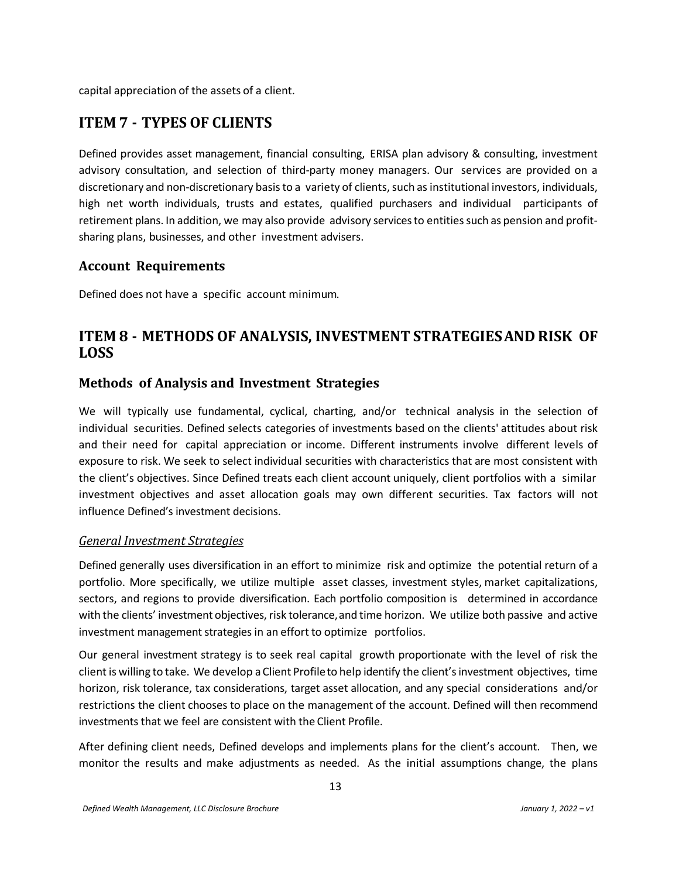capital appreciation of the assets of a client.

## ITEM 7 - TYPES OF CLIENTS

Defined provides asset management, financial consulting, ERISA plan advisory & consulting, investment advisory consultation, and selection of third-party money managers. Our services are provided on a discretionary and non-discretionary basis to a variety of clients, such as institutional investors, individuals, high net worth individuals, trusts and estates, qualified purchasers and individual participants of retirement plans. In addition, we may also provide advisory services to entities such as pension and profit-sharing plans, businesses, and other investment advisers.

### Account Requirements

Defined does not have a specific account minimum.

## ITEM 8 - METHODS OF ANALYSIS, INVESTMENT STRATEGIES AND RISK OF LOSS

### Methods of Analysis and Investment Strategies

We will typically use fundamental, cyclical, charting, and/or technical analysis in the selection of individual securities. Defined selects categories of investments based on the clients' attitudes about risk and their need for capital appreciation or income. Different instruments involve different levels of exposure to risk. We seek to select individual securities with characteristics that are most consistent with the client's objectives. Since Defined treats each client account uniquely, client portfolios with a similar investment objectives and asset allocation goals may own different securities. Tax factors will not influence Defined's investment decisions.

#### *General Investment Strategies*

Defined generally uses diversification in an effort to minimize risk and optimize the potential return of a portfolio. More specifically, we utilize multiple asset classes, investment styles, market capitalizations, sectors, and regions to provide diversification. Each portfolio composition is determined in accordance with the clients' investment objectives, risk tolerance, and time horizon. We utilize both passive and active investment management strategies in an effort to optimize portfolios.

Our general investment strategy is to seek real capital growth proportionate with the level of risk the client is willing to take. We develop a Client Profile to help identify the client's investment objectives, time horizon, risk tolerance, tax considerations, target asset allocation, and any special considerations and/or restrictions the client chooses to place on the management of the account. Defined will then recommend investments that we feel are consistent with the Client Profile.

After defining client needs, Defined develops and implements plans for the client's account. Then, we monitor the results and make adjustments as needed. As the initial assumptions change, the plans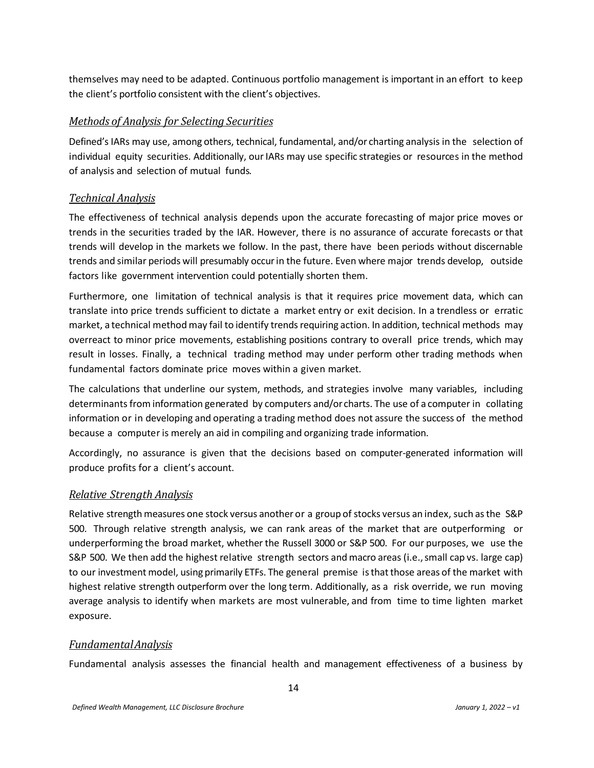themselves may need to be adapted. Continuous portfolio management is important in an effort to keep the client's portfolio consistent with the client's objectives.

### *Methods of Analysis for Selecting Securities*

Defined's IARs may use, among others, technical, fundamental, and/or charting analysis in the selection of individual equity securities. Additionally, our IARs may use specific strategies or resources in the method of analysis and selection of mutual funds.

### *Technical Analysis*

The effectiveness of technical analysis depends upon the accurate forecasting of major price moves or trends in the securities traded by the IAR. However, there is no assurance of accurate forecasts or that trends will develop in the markets we follow. In the past, there have been periods without discernable trends and similar periods will presumably occur in the future. Even where major trends develop, outside factors like government intervention could potentially shorten them.

Furthermore, one limitation of technical analysis is that it requires price movement data, which can translate into price trends sufficient to dictate a market entry or exit decision. In a trendless or erratic market, a technical method may fail to identify trends requiring action. In addition, technical methods may overreact to minor price movements, establishing positions contrary to overall price trends, which may result in losses. Finally, a technical trading method may under perform other trading methods when fundamental factors dominate price moves within a given market.

The calculations that underline our system, methods, and strategies involve many variables, including determinants from information generated by computers and/or charts. The use of a computer in collating information or in developing and operating a trading method does not assure the success of the method because a computer is merely an aid in compiling and organizing trade information.

Accordingly, no assurance is given that the decisions based on computer-generated information will produce profits for a client's account.

### *Relative Strength Analysis*

Relative strength measures one stock versus another or a group of stocks versus an index, such as the S&P 500. Through relative strength analysis, we can rank areas of the market that are outperforming or underperforming the broad market, whether the Russell 3000 or S&P 500. For our purposes, we use the S&P 500. We then add the highest relative strength sectors and macro areas (i.e., small cap vs. large cap) to our investment model, using primarily ETFs. The general premise is that those areas of the market with highest relative strength outperform over the long term. Additionally, as a risk override, we run moving average analysis to identify when markets are most vulnerable, and from time to time lighten market exposure.

### *Fundamental Analysis*

Fundamental analysis assesses the financial health and management effectiveness of a business by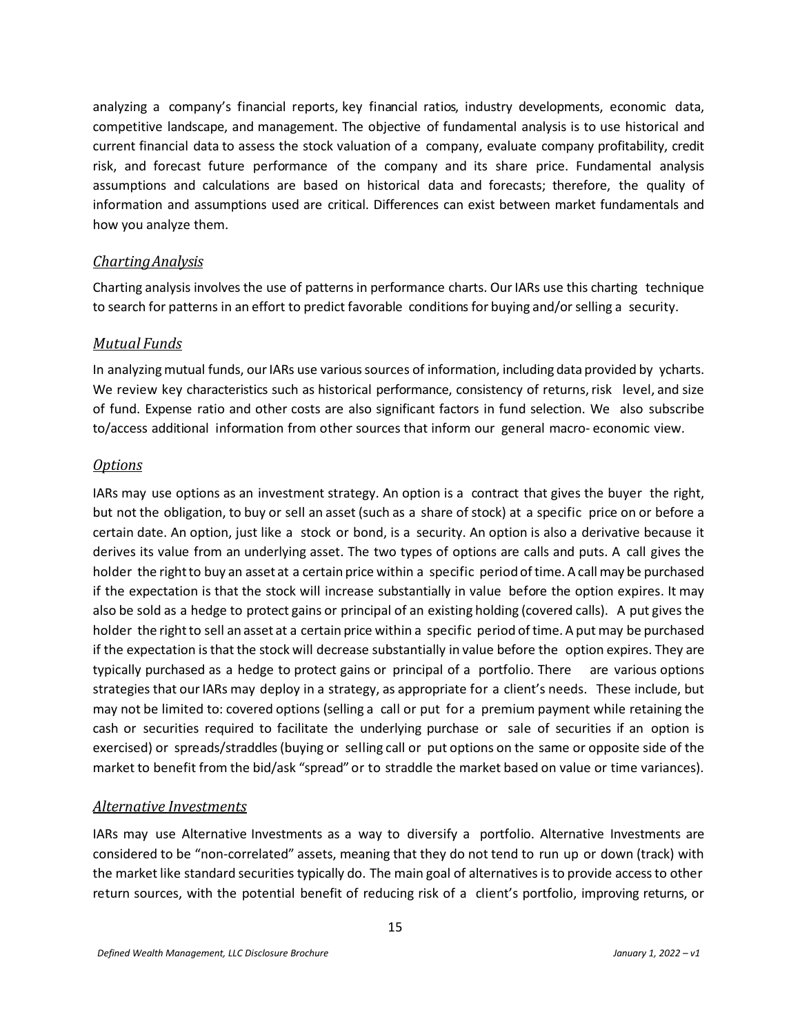analyzing a company's financial reports, key financial ratios, industry developments, economic data, competitive landscape, and management. The objective of fundamental analysis is to use historical and current financial data to assess the stock valuation of a company, evaluate company profitability, credit risk, and forecast future performance of the company and its share price. Fundamental analysis assumptions and calculations are based on historical data and forecasts; therefore, the quality of information and assumptions used are critical. Differences can exist between market fundamentals and how you analyze them.

### *Charting Analysis*

Charting analysis involves the use of patterns in performance charts. Our IARs use this charting technique to search for patterns in an effort to predict favorable conditions for buying and/or selling a security.

### *Mutual Funds*

In analyzing mutual funds, our IARs use various sources of information, including data provided by ycharts. We review key characteristics such as historical performance, consistency of returns, risk level, and size of fund. Expense ratio and other costs are also significant factors in fund selection. We also subscribe to/access additional information from other sources that inform our general macro- economic view.

### *Options*

IARs may use options as an investment strategy. An option is a contract that gives the buyer the right, but not the obligation, to buy or sell an asset (such as a share of stock) at a specific price on or before a certain date. An option, just like a stock or bond, is a security. An option is also a derivative because it derives its value from an underlying asset. The two types of options are calls and puts. A call gives the holder the right to buy an asset at a certain price within a specific period of time. A call may be purchased if the expectation is that the stock will increase substantially in value before the option expires. It may also be sold as a hedge to protect gains or principal of an existing holding (covered calls). A put gives the holder the right to sell an asset at a certain price within a specific period of time. A put may be purchased if the expectation is that the stock will decrease substantially in value before the option expires. They are typically purchased as a hedge to protect gains or principal of a portfolio. There are various options strategies that our IARs may deploy in a strategy, as appropriate for a client's needs. These include, but may not be limited to: covered options (selling a call or put for a premium payment while retaining the cash or securities required to facilitate the underlying purchase or sale of securities if an option is exercised) or spreads/straddles (buying or selling call or put options on the same or opposite side of the market to benefit from the bid/ask "spread" or to straddle the market based on value or time variances).

### *Alternative Investments*

IARs may use Alternative Investments as a way to diversify a portfolio. Alternative Investments are considered to be "non-correlated" assets, meaning that they do not tend to run up or down (track) with the market like standard securities typically do. The main goal of alternatives is to provide access to other return sources, with the potential benefit of reducing risk of a client's portfolio, improving returns, or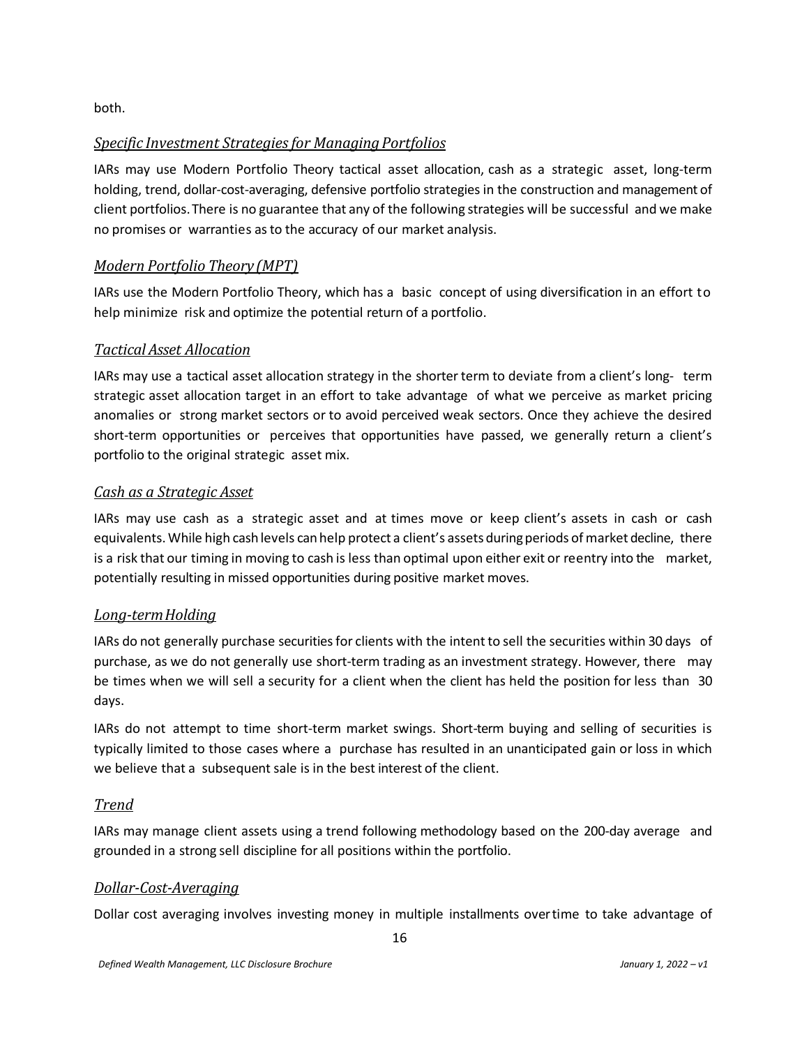both.

### *Specific Investment Strategies for Managing Portfolios*

IARs may use Modern Portfolio Theory tactical asset allocation, cash as a strategic asset, long-term holding, trend, dollar-cost-averaging, defensive portfolio strategies in the construction and management of client portfolios. There is no guarantee that any of the following strategies will be successful and we make no promises or warranties as to the accuracy of our market analysis.

### *Modern Portfolio Theory (MPT)*

IARs use the Modern Portfolio Theory, which has a basic concept of using diversification in an effort to help minimize risk and optimize the potential return of a portfolio.

### *Tactical Asset Allocation*

IARs may use a tactical asset allocation strategy in the shorter term to deviate from a client's long- term strategic asset allocation target in an effort to take advantage of what we perceive as market pricing anomalies or strong market sectors or to avoid perceived weak sectors. Once they achieve the desired short-term opportunities or perceives that opportunities have passed, we generally return a client's portfolio to the original strategic asset mix.

### *Cash as a Strategic Asset*

IARs may use cash as a strategic asset and at times move or keep client's assets in cash or cash equivalents. While high cash levels can help protect a client's assets during periods of market decline, there is a risk that our timing in moving to cash is less than optimal upon either exit or reentry into the market, potentially resulting in missed opportunities during positive market moves.

### *Long-term Holding*

IARs do not generally purchase securities for clients with the intent to sell the securities within 30 days of purchase, as we do not generally use short-term trading as an investment strategy. However, there may be times when we will sell a security for a client when the client has held the position for less than 30 days.

IARs do not attempt to time short-term market swings. Short-term buying and selling of securities is typically limited to those cases where a purchase has resulted in an unanticipated gain or loss in which we believe that a subsequent sale is in the best interest of the client.

### *Trend*

IARs may manage client assets using a trend following methodology based on the 200-day average and grounded in a strong sell discipline for all positions within the portfolio.

### *Dollar-Cost-Averaging*

Dollar cost averaging involves investing money in multiple installments over time to take advantage of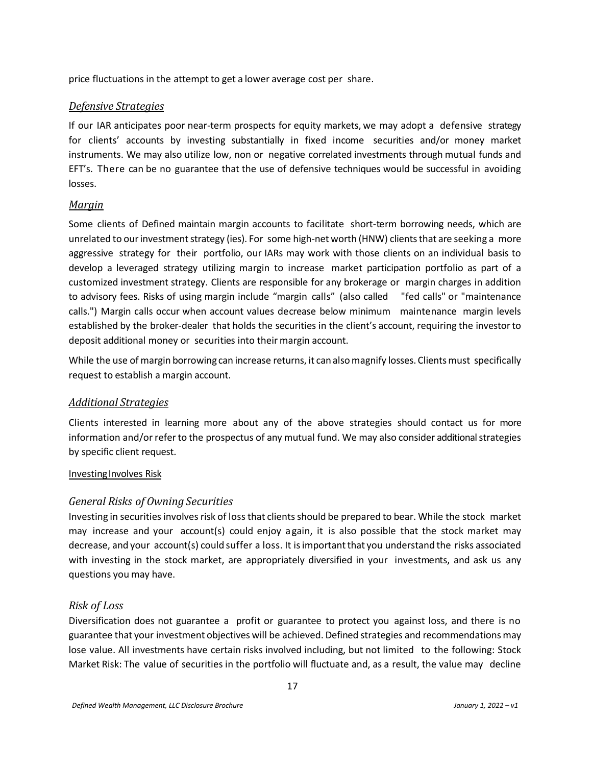price fluctuations in the attempt to get a lower average cost per share.

### *Defensive Strategies*

If our IAR anticipates poor near-term prospects for equity markets, we may adopt a defensive strategy for clients' accounts by investing substantially in fixed income securities and/or money market instruments. We may also utilize low, non or negative correlated investments through mutual funds and EFT's. There can be no guarantee that the use of defensive techniques would be successful in avoiding losses.

### *Margin*

Some clients of Defined maintain margin accounts to facilitate short-term borrowing needs, which are unrelated to our investment strategy (ies). For some high-net worth (HNW) clients that are seeking a more aggressive strategy for their portfolio, our IARs may work with those clients on an individual basis to develop a leveraged strategy utilizing margin to increase market participation portfolio as part of a customized investment strategy. Clients are responsible for any brokerage or margin charges in addition to advisory fees. Risks of using margin include "margin calls" (also called "fed calls" or "maintenance calls.") Margin calls occur when account values decrease below minimum maintenance margin levels established by the broker-dealer that holds the securities in the client's account, requiring the investor to deposit additional money or securities into their margin account.

While the use of margin borrowing can increase returns, it can also magnify losses. Clients must specifically request to establish a margin account.

### *Additional Strategies*

Clients interested in learning more about any of the above strategies should contact us for more information and/or refer to the prospectus of any mutual fund. We may also consider additional strategies by specific client request.

Investing Involves Risk

### *General Risks of Owning Securities*

Investing in securities involves risk of loss that clients should be prepared to bear. While the stock market may increase and your account(s) could enjoy a gain, it is also possible that the stock market may decrease, and your account(s) could suffer a loss. It is important that you understand the risks associated with investing in the stock market, are appropriately diversified in your investments, and ask us any questions you may have.

### *Risk of Loss*

Diversification does not guarantee a profit or guarantee to protect you against loss, and there is no guarantee that your investment objectives will be achieved. Defined strategies and recommendations may lose value. All investments have certain risks involved including, but not limited to the following: Stock Market Risk: The value of securities in the portfolio will fluctuate and, as a result, the value may decline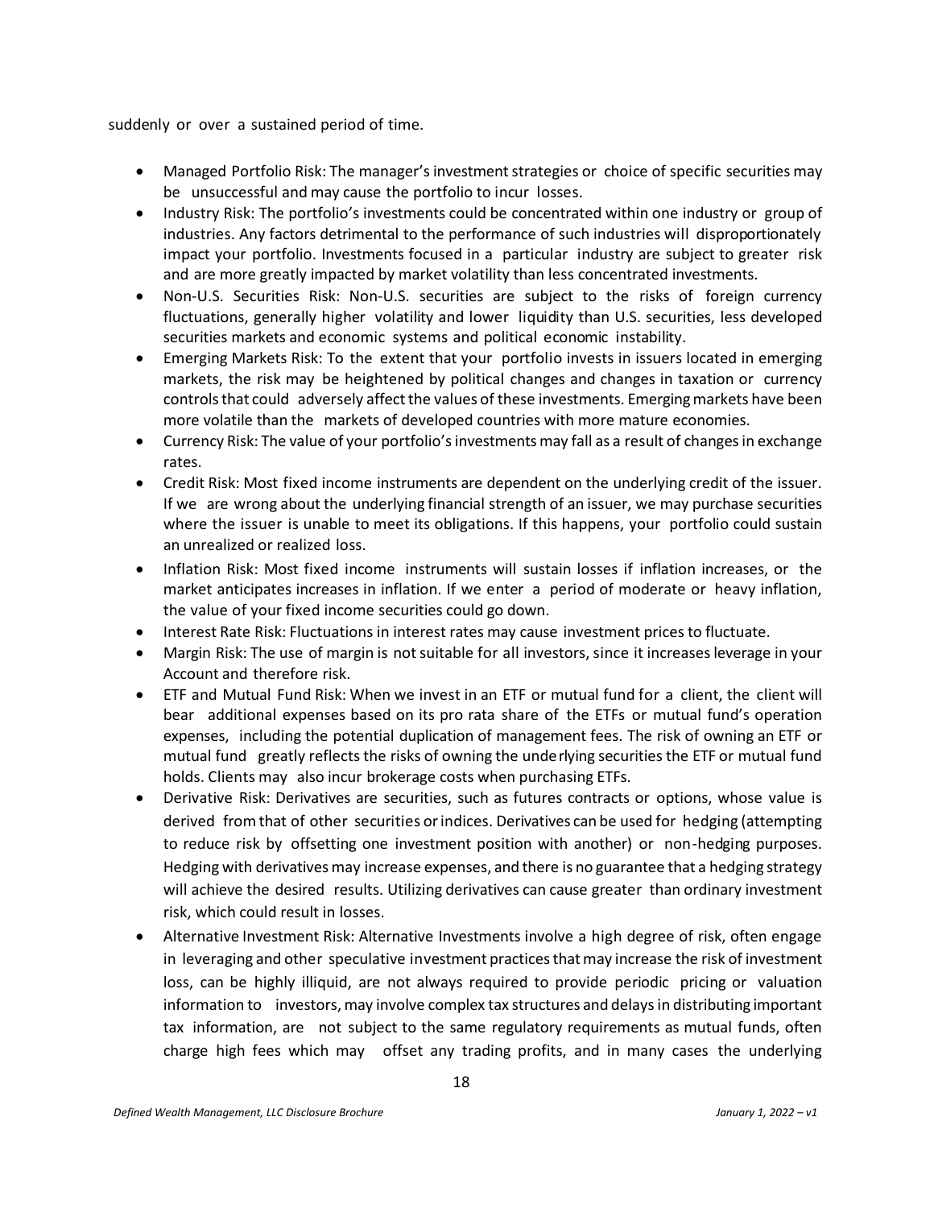suddenly or over a sustained period of time.

- Managed Portfolio Risk: The manager's investment strategies or choice of specific securities may be unsuccessful and may cause the portfolio to incur losses.
- Industry Risk: The portfolio's investments could be concentrated within one industry or group of industries. Any factors detrimental to the performance of such industries will disproportionately impact your portfolio. Investments focused in a particular industry are subject to greater risk and are more greatly impacted by market volatility than less concentrated investments.
- Non-U.S. Securities Risk: Non-U.S. securities are subject to the risks of foreign currency fluctuations, generally higher volatility and lower liquidity than U.S. securities, less developed securities markets and economic systems and political economic instability.
- Emerging Markets Risk: To the extent that your portfolio invests in issuers located in emerging markets, the risk may be heightened by political changes and changes in taxation or currency controls that could adversely affect the values of these investments. Emerging markets have been more volatile than the markets of developed countries with more mature economies.
- Currency Risk: The value of your portfolio's investments may fall as a result of changes in exchange rates.
- Credit Risk: Most fixed income instruments are dependent on the underlying credit of the issuer. If we are wrong about the underlying financial strength of an issuer, we may purchase securities where the issuer is unable to meet its obligations. If this happens, your portfolio could sustain an unrealized or realized loss.
- Inflation Risk: Most fixed income instruments will sustain losses if inflation increases, or the market anticipates increases in inflation. If we enter a period of moderate or heavy inflation, the value of your fixed income securities could go down.
- Interest Rate Risk: Fluctuations in interest rates may cause investment prices to fluctuate.
- Margin Risk: The use of margin is not suitable for all investors, since it increases leverage in your Account and therefore risk.
- ETF and Mutual Fund Risk: When we invest in an ETF or mutual fund for a client, the client will bear additional expenses based on its pro rata share of the ETFs or mutual fund's operation expenses, including the potential duplication of management fees. The risk of owning an ETF or mutual fund greatly reflects the risks of owning the underlying securities the ETF or mutual fund holds. Clients may also incur brokerage costs when purchasing ETFs.
- Derivative Risk: Derivatives are securities, such as futures contracts or options, whose value is derived from that of other securities or indices. Derivatives can be used for hedging (attempting to reduce risk by offsetting one investment position with another) or non-hedging purposes. Hedging with derivatives may increase expenses, and there is no guarantee that a hedging strategy will achieve the desired results. Utilizing derivatives can cause greater than ordinary investment risk, which could result in losses.
- Alternative Investment Risk: Alternative Investments involve a high degree of risk, often engage in leveraging and other speculative investment practices that may increase the risk of investment loss, can be highly illiquid, are not always required to provide periodic pricing or valuation information to investors, may involve complex tax structures and delays in distributing important tax information, are not subject to the same regulatory requirements as mutual funds, often charge high fees which may offset any trading profits, and in many cases the underlying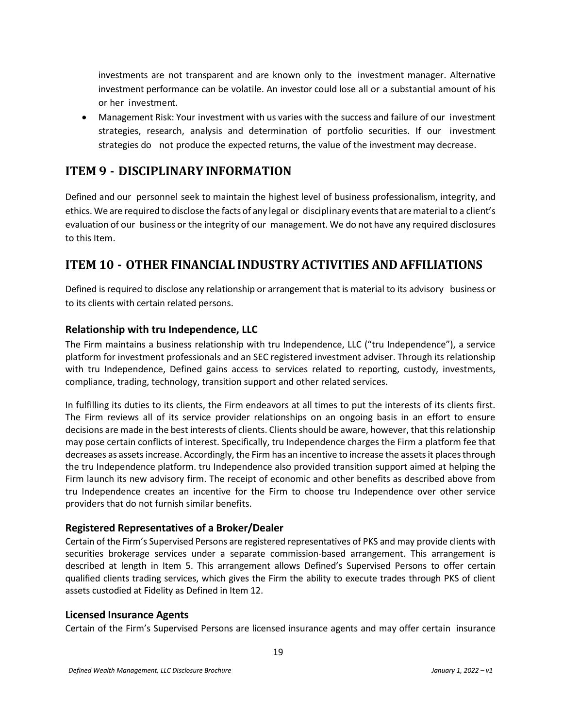investments are not transparent and are known only to the investment manager. Alternative investment performance can be volatile. An investor could lose all or a substantial amount of his or her investment.

- Management Risk: Your investment with us varies with the success and failure of our investment strategies, research, analysis and determination of portfolio securities. If our investment strategies do not produce the expected returns, the value of the investment may decrease.

# ITEM 9 - DISCIPLINARY INFORMATION

Defined and our personnel seek to maintain the highest level of business professionalism, integrity, and ethics. We are required to disclose the facts of any legal or disciplinary events that are material to a client's evaluation of our business or the integrity of our management. We do not have any required disclosures to this Item.

# ITEM 10 - OTHER FINANCIAL INDUSTRY ACTIVITIES AND AFFILIATIONS

Defined is required to disclose any relationship or arrangement that is material to its advisory business or to its clients with certain related persons.

## Relationship with tru Independence, LLC

The Firm maintains a business relationship with tru Independence, LLC ("tru Independence"), a service platform for investment professionals and an SEC registered investment adviser. Through its relationship with tru Independence, Defined gains access to services related to reporting, custody, investments, compliance, trading, technology, transition support and other related services.

In fulfilling its duties to its clients, the Firm endeavors at all times to put the interests of its clients first. The Firm reviews all of its service provider relationships on an ongoing basis in an effort to ensure decisions are made in the best interests of clients. Clients should be aware, however, that this relationship may pose certain conflicts of interest. Specifically, tru Independence charges the Firm a platform fee that decreases as assets increase. Accordingly, the Firm has an incentive to increase the assets it places through the tru Independence platform. tru Independence also provided transition support aimed at helping the Firm launch its new advisory firm. The receipt of economic and other benefits as described above from tru Independence creates an incentive for the Firm to choose tru Independence over other service providers that do not furnish similar benefits.

## Registered Representatives of a Broker/Dealer

Certain of the Firm's Supervised Persons are registered representatives of PKS and may provide clients with securities brokerage services under a separate commission-based arrangement. This arrangement is described at length in Item 5. This arrangement allows Defined's Supervised Persons to offer certain qualified clients trading services, which gives the Firm the ability to execute trades through PKS of client assets custodied at Fidelity as Defined in Item 12.

## Licensed Insurance Agents

Certain of the Firm's Supervised Persons are licensed insurance agents and may offer certain insurance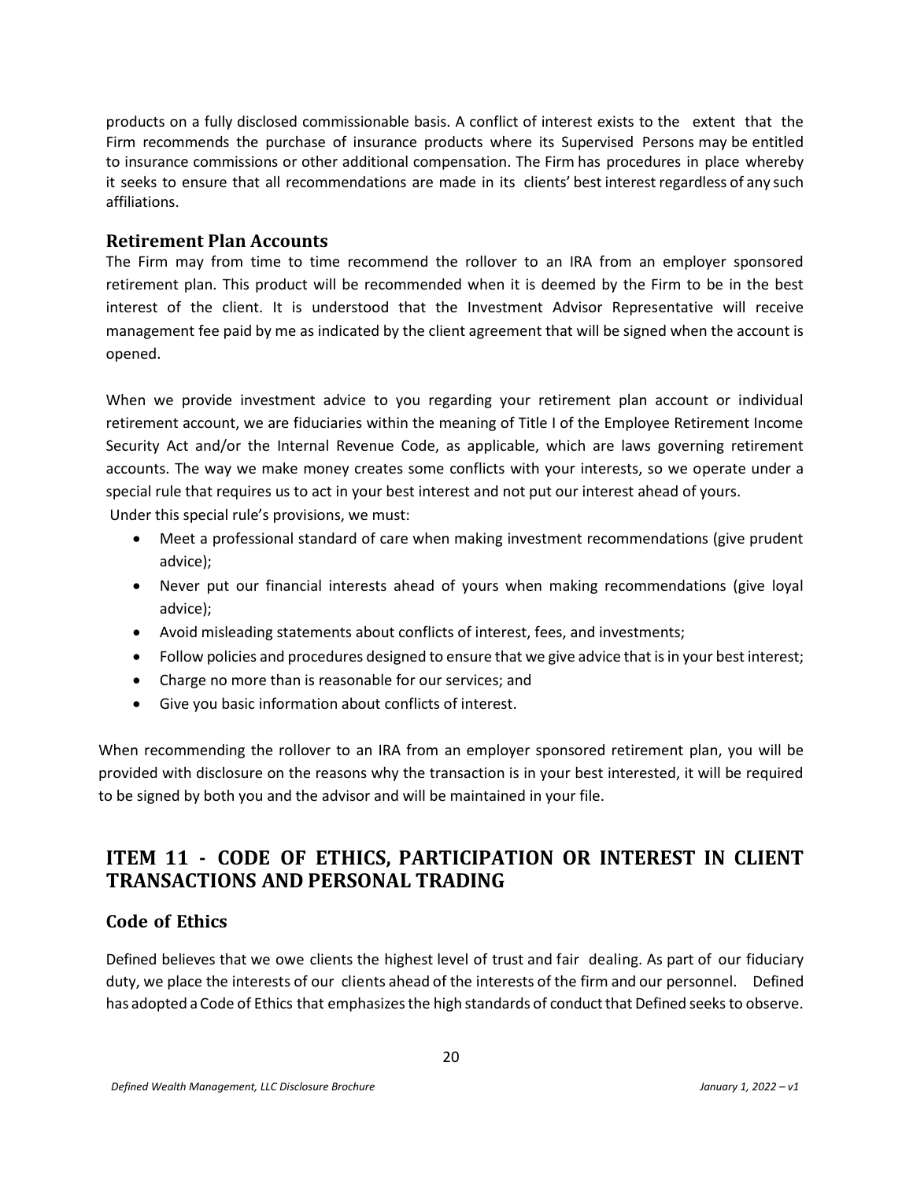products on a fully disclosed commissionable basis. A conflict of interest exists to the extent that the Firm recommends the purchase of insurance products where its Supervised Persons may be entitled to insurance commissions or other additional compensation. The Firm has procedures in place whereby it seeks to ensure that all recommendations are made in its clients' best interest regardless of any such affiliations.

### Retirement Plan Accounts

The Firm may from time to time recommend the rollover to an IRA from an employer sponsored retirement plan. This product will be recommended when it is deemed by the Firm to be in the best interest of the client. It is understood that the Investment Advisor Representative will receive management fee paid by me as indicated by the client agreement that will be signed when the account is opened.

When we provide investment advice to you regarding your retirement plan account or individual retirement account, we are fiduciaries within the meaning of Title I of the Employee Retirement Income Security Act and/or the Internal Revenue Code, as applicable, which are laws governing retirement accounts. The way we make money creates some conflicts with your interests, so we operate under a special rule that requires us to act in your best interest and not put our interest ahead of yours.
Under this special rule's provisions, we must:

- Meet a professional standard of care when making investment recommendations (give prudent advice);
- Never put our financial interests ahead of yours when making recommendations (give loyal advice);
- Avoid misleading statements about conflicts of interest, fees, and investments;
- Follow policies and procedures designed to ensure that we give advice that is in your best interest;
- Charge no more than is reasonable for our services; and
- Give you basic information about conflicts of interest.

When recommending the rollover to an IRA from an employer sponsored retirement plan, you will be provided with disclosure on the reasons why the transaction is in your best interested, it will be required to be signed by both you and the advisor and will be maintained in your file.

## ITEM 11 - CODE OF ETHICS, PARTICIPATION OR INTEREST IN CLIENT TRANSACTIONS AND PERSONAL TRADING

### Code of Ethics

Defined believes that we owe clients the highest level of trust and fair dealing. As part of our fiduciary duty, we place the interests of our clients ahead of the interests of the firm and our personnel. Defined has adopted a Code of Ethics that emphasizes the high standards of conduct that Defined seeks to observe.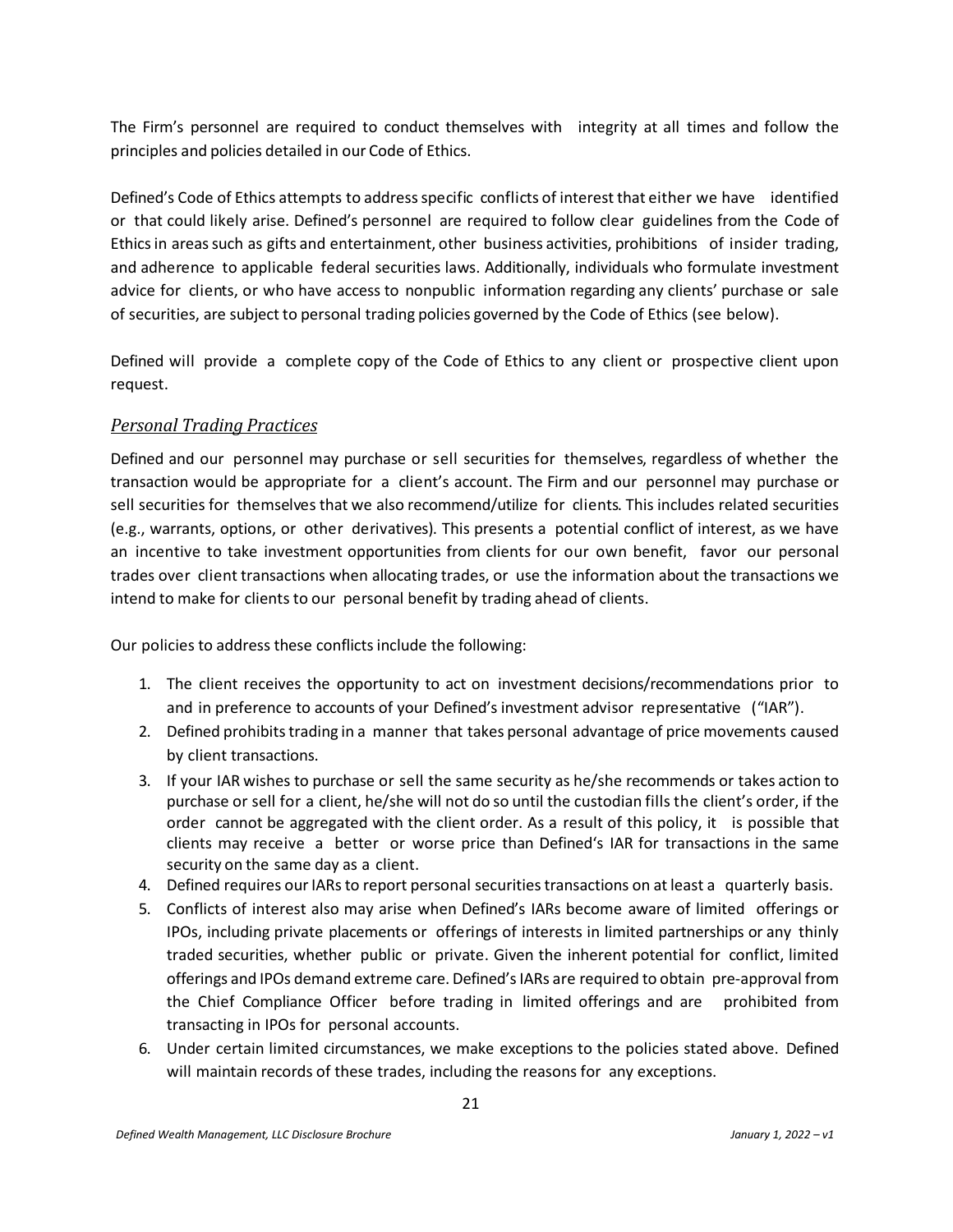The Firm's personnel are required to conduct themselves with integrity at all times and follow the principles and policies detailed in our Code of Ethics.

Defined's Code of Ethics attempts to address specific conflicts of interest that either we have identified or that could likely arise. Defined's personnel are required to follow clear guidelines from the Code of Ethics in areas such as gifts and entertainment, other business activities, prohibitions of insider trading, and adherence to applicable federal securities laws. Additionally, individuals who formulate investment advice for clients, or who have access to nonpublic information regarding any clients' purchase or sale of securities, are subject to personal trading policies governed by the Code of Ethics (see below).

Defined will provide a complete copy of the Code of Ethics to any client or prospective client upon request.

## *Personal Trading Practices*

Defined and our personnel may purchase or sell securities for themselves, regardless of whether the transaction would be appropriate for a client's account. The Firm and our personnel may purchase or sell securities for themselves that we also recommend/utilize for clients. This includes related securities (e.g., warrants, options, or other derivatives). This presents a potential conflict of interest, as we have an incentive to take investment opportunities from clients for our own benefit, favor our personal trades over client transactions when allocating trades, or use the information about the transactions we intend to make for clients to our personal benefit by trading ahead of clients.

Our policies to address these conflicts include the following:

1. The client receives the opportunity to act on investment decisions/recommendations prior to and in preference to accounts of your Defined's investment advisor representative ("IAR").
2. Defined prohibits trading in a manner that takes personal advantage of price movements caused by client transactions.
3. If your IAR wishes to purchase or sell the same security as he/she recommends or takes action to purchase or sell for a client, he/she will not do so until the custodian fills the client's order, if the order cannot be aggregated with the client order. As a result of this policy, it is possible that clients may receive a better or worse price than Defined's IAR for transactions in the same security on the same day as a client.
4. Defined requires our IARs to report personal securities transactions on at least a quarterly basis.
5. Conflicts of interest also may arise when Defined's IARs become aware of limited offerings or IPOs, including private placements or offerings of interests in limited partnerships or any thinly traded securities, whether public or private. Given the inherent potential for conflict, limited offerings and IPOs demand extreme care. Defined's IARs are required to obtain pre-approval from the Chief Compliance Officer before trading in limited offerings and are prohibited from transacting in IPOs for personal accounts.
6. Under certain limited circumstances, we make exceptions to the policies stated above. Defined will maintain records of these trades, including the reasons for any exceptions.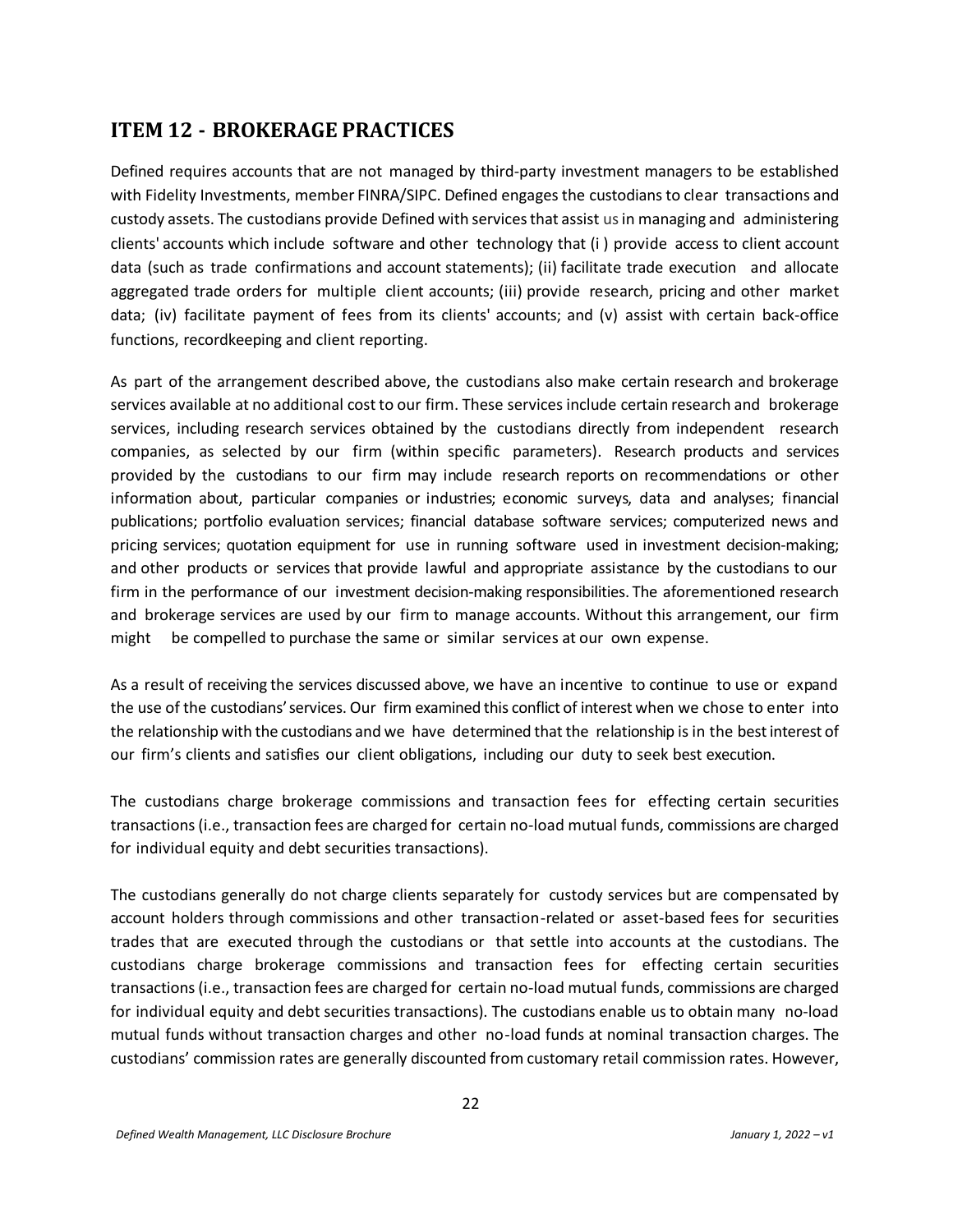## ITEM 12 - BROKERAGE PRACTICES

Defined requires accounts that are not managed by third-party investment managers to be established with Fidelity Investments, member FINRA/SIPC. Defined engages the custodians to clear transactions and custody assets. The custodians provide Defined with services that assist us in managing and administering clients' accounts which include software and other technology that (i ) provide access to client account data (such as trade confirmations and account statements); (ii) facilitate trade execution and allocate aggregated trade orders for multiple client accounts; (iii) provide research, pricing and other market data; (iv) facilitate payment of fees from its clients' accounts; and (v) assist with certain back-office functions, recordkeeping and client reporting.

As part of the arrangement described above, the custodians also make certain research and brokerage services available at no additional cost to our firm. These services include certain research and brokerage services, including research services obtained by the custodians directly from independent research companies, as selected by our firm (within specific parameters). Research products and services provided by the custodians to our firm may include research reports on recommendations or other information about, particular companies or industries; economic surveys, data and analyses; financial publications; portfolio evaluation services; financial database software services; computerized news and pricing services; quotation equipment for use in running software used in investment decision-making; and other products or services that provide lawful and appropriate assistance by the custodians to our firm in the performance of our investment decision-making responsibilities. The aforementioned research and brokerage services are used by our firm to manage accounts. Without this arrangement, our firm might be compelled to purchase the same or similar services at our own expense.

As a result of receiving the services discussed above, we have an incentive to continue to use or expand the use of the custodians' services. Our firm examined this conflict of interest when we chose to enter into the relationship with the custodians and we have determined that the relationship is in the best interest of our firm's clients and satisfies our client obligations, including our duty to seek best execution.

The custodians charge brokerage commissions and transaction fees for effecting certain securities transactions (i.e., transaction fees are charged for certain no-load mutual funds, commissions are charged for individual equity and debt securities transactions).

The custodians generally do not charge clients separately for custody services but are compensated by account holders through commissions and other transaction-related or asset-based fees for securities trades that are executed through the custodians or that settle into accounts at the custodians. The custodians charge brokerage commissions and transaction fees for effecting certain securities transactions (i.e., transaction fees are charged for certain no-load mutual funds, commissions are charged for individual equity and debt securities transactions). The custodians enable us to obtain many no-load mutual funds without transaction charges and other no-load funds at nominal transaction charges. The custodians' commission rates are generally discounted from customary retail commission rates. However,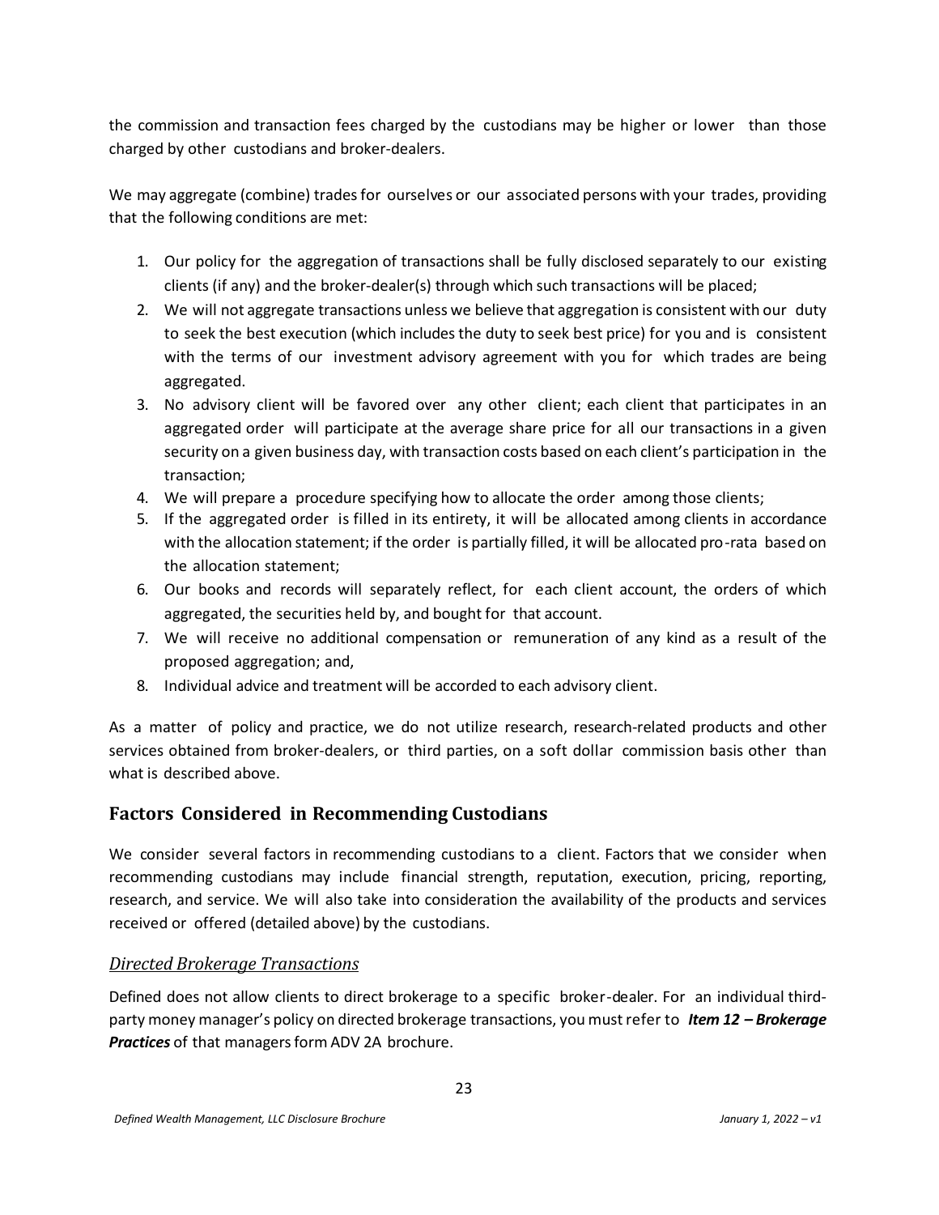the commission and transaction fees charged by the custodians may be higher or lower than those charged by other custodians and broker-dealers.

We may aggregate (combine) trades for ourselves or our associated persons with your trades, providing that the following conditions are met:

1. Our policy for the aggregation of transactions shall be fully disclosed separately to our existing clients (if any) and the broker-dealer(s) through which such transactions will be placed;
2. We will not aggregate transactions unless we believe that aggregation is consistent with our duty to seek the best execution (which includes the duty to seek best price) for you and is consistent with the terms of our investment advisory agreement with you for which trades are being aggregated.
3. No advisory client will be favored over any other client; each client that participates in an aggregated order will participate at the average share price for all our transactions in a given security on a given business day, with transaction costs based on each client's participation in the transaction;
4. We will prepare a procedure specifying how to allocate the order among those clients;
5. If the aggregated order is filled in its entirety, it will be allocated among clients in accordance with the allocation statement; if the order is partially filled, it will be allocated pro-rata based on the allocation statement;
6. Our books and records will separately reflect, for each client account, the orders of which aggregated, the securities held by, and bought for that account.
7. We will receive no additional compensation or remuneration of any kind as a result of the proposed aggregation; and,
8. Individual advice and treatment will be accorded to each advisory client.

As a matter of policy and practice, we do not utilize research, research-related products and other services obtained from broker-dealers, or third parties, on a soft dollar commission basis other than what is described above.

## Factors Considered in Recommending Custodians

We consider several factors in recommending custodians to a client. Factors that we consider when recommending custodians may include financial strength, reputation, execution, pricing, reporting, research, and service. We will also take into consideration the availability of the products and services received or offered (detailed above) by the custodians.

### *Directed Brokerage Transactions*

Defined does not allow clients to direct brokerage to a specific broker-dealer. For an individual third-party money manager's policy on directed brokerage transactions, you must refer to ***Item 12 – Brokerage Practices*** of that managers form ADV 2A brochure.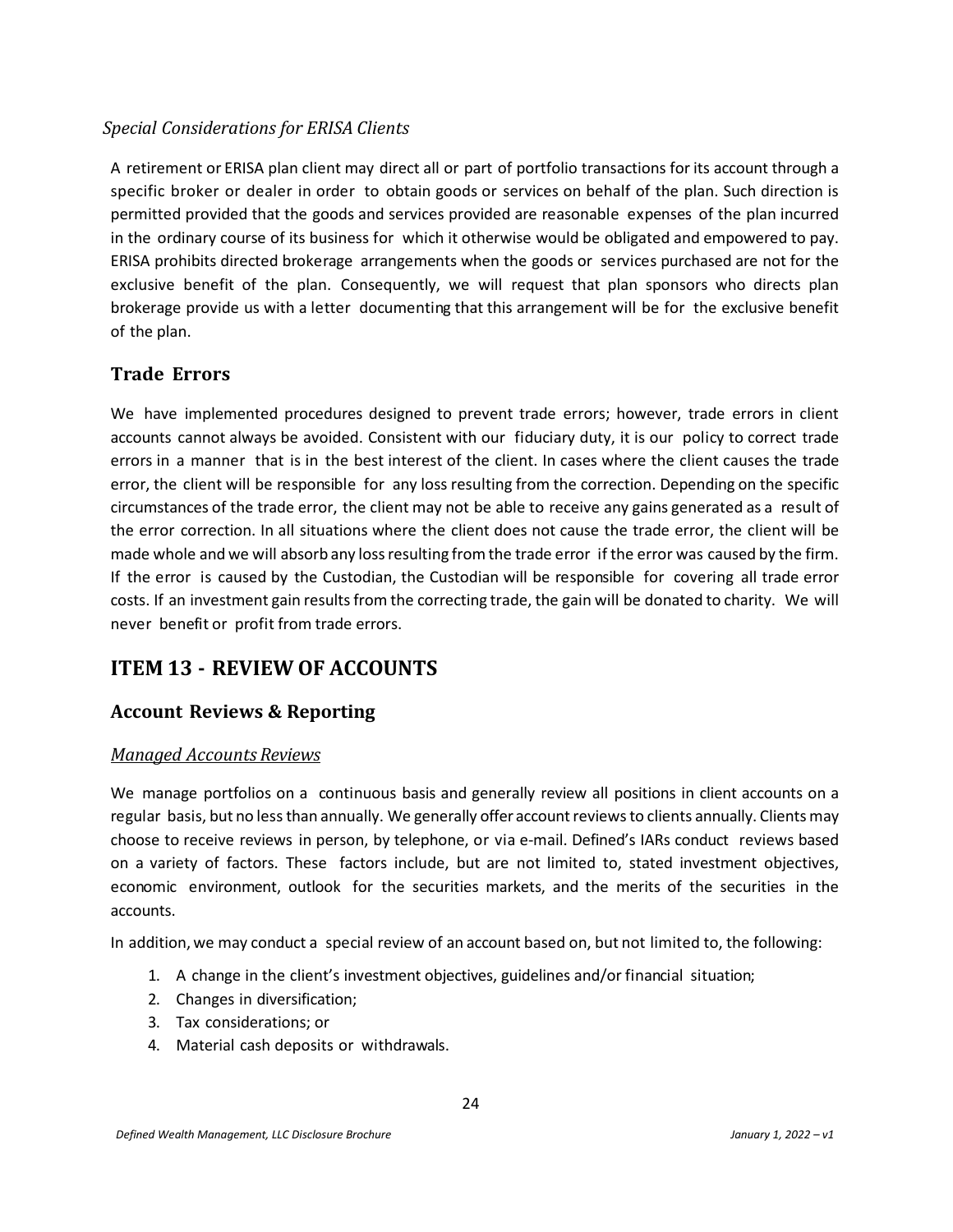### *Special Considerations for ERISA Clients*

A retirement or ERISA plan client may direct all or part of portfolio transactions for its account through a specific broker or dealer in order to obtain goods or services on behalf of the plan. Such direction is permitted provided that the goods and services provided are reasonable expenses of the plan incurred in the ordinary course of its business for which it otherwise would be obligated and empowered to pay. ERISA prohibits directed brokerage arrangements when the goods or services purchased are not for the exclusive benefit of the plan. Consequently, we will request that plan sponsors who directs plan brokerage provide us with a letter documenting that this arrangement will be for the exclusive benefit of the plan.

## Trade Errors

We have implemented procedures designed to prevent trade errors; however, trade errors in client accounts cannot always be avoided. Consistent with our fiduciary duty, it is our policy to correct trade errors in a manner that is in the best interest of the client. In cases where the client causes the trade error, the client will be responsible for any loss resulting from the correction. Depending on the specific circumstances of the trade error, the client may not be able to receive any gains generated as a result of the error correction. In all situations where the client does not cause the trade error, the client will be made whole and we will absorb any loss resulting from the trade error if the error was caused by the firm. If the error is caused by the Custodian, the Custodian will be responsible for covering all trade error costs. If an investment gain results from the correcting trade, the gain will be donated to charity. We will never benefit or profit from trade errors.

# ITEM 13 - REVIEW OF ACCOUNTS

## Account Reviews & Reporting

### *Managed Accounts Reviews*

We manage portfolios on a continuous basis and generally review all positions in client accounts on a regular basis, but no less than annually. We generally offer account reviews to clients annually. Clients may choose to receive reviews in person, by telephone, or via e-mail. Defined's IARs conduct reviews based on a variety of factors. These factors include, but are not limited to, stated investment objectives, economic environment, outlook for the securities markets, and the merits of the securities in the accounts.

In addition, we may conduct a special review of an account based on, but not limited to, the following:

1. A change in the client's investment objectives, guidelines and/or financial situation;
2. Changes in diversification;
3. Tax considerations; or
4. Material cash deposits or withdrawals.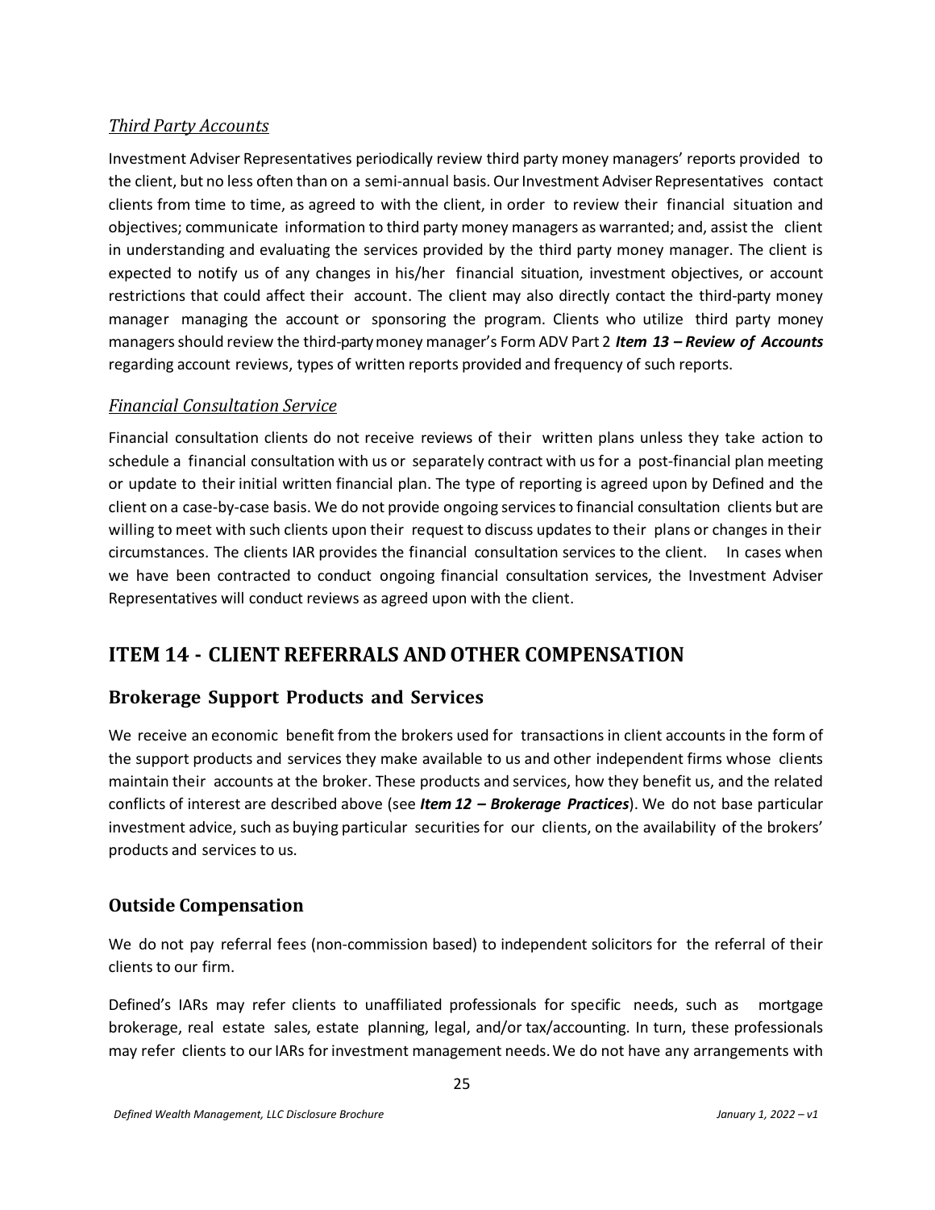### *Third Party Accounts*

Investment Adviser Representatives periodically review third party money managers' reports provided to the client, but no less often than on a semi-annual basis. Our Investment Adviser Representatives contact clients from time to time, as agreed to with the client, in order to review their financial situation and objectives; communicate information to third party money managers as warranted; and, assist the client in understanding and evaluating the services provided by the third party money manager. The client is expected to notify us of any changes in his/her financial situation, investment objectives, or account restrictions that could affect their account. The client may also directly contact the third-party money manager managing the account or sponsoring the program. Clients who utilize third party money managers should review the third-party money manager's Form ADV Part 2 ***Item 13 – Review of Accounts*** regarding account reviews, types of written reports provided and frequency of such reports.

### *Financial Consultation Service*

Financial consultation clients do not receive reviews of their written plans unless they take action to schedule a financial consultation with us or separately contract with us for a post-financial plan meeting or update to their initial written financial plan. The type of reporting is agreed upon by Defined and the client on a case-by-case basis. We do not provide ongoing services to financial consultation clients but are willing to meet with such clients upon their request to discuss updates to their plans or changes in their circumstances. The clients IAR provides the financial consultation services to the client. In cases when we have been contracted to conduct ongoing financial consultation services, the Investment Adviser Representatives will conduct reviews as agreed upon with the client.

# ITEM 14 - CLIENT REFERRALS AND OTHER COMPENSATION

## Brokerage Support Products and Services

We receive an economic benefit from the brokers used for transactions in client accounts in the form of the support products and services they make available to us and other independent firms whose clients maintain their accounts at the broker. These products and services, how they benefit us, and the related conflicts of interest are described above (see ***Item 12 – Brokerage Practices***). We do not base particular investment advice, such as buying particular securities for our clients, on the availability of the brokers' products and services to us.

## Outside Compensation

We do not pay referral fees (non-commission based) to independent solicitors for the referral of their clients to our firm.

Defined's IARs may refer clients to unaffiliated professionals for specific needs, such as mortgage brokerage, real estate sales, estate planning, legal, and/or tax/accounting. In turn, these professionals may refer clients to our IARs for investment management needs. We do not have any arrangements with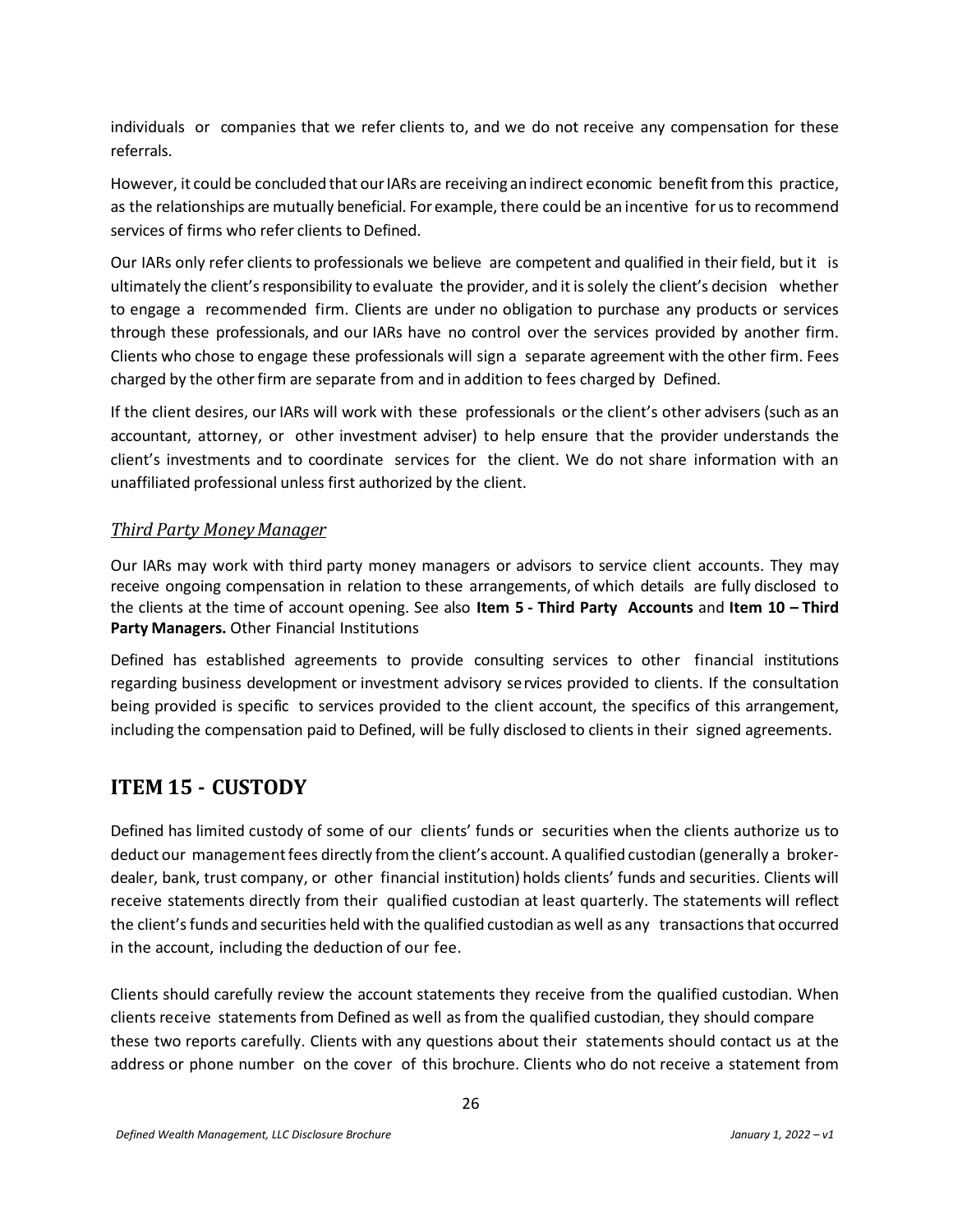individuals or companies that we refer clients to, and we do not receive any compensation for these referrals.

However, it could be concluded that our IARs are receiving an indirect economic benefit from this practice, as the relationships are mutually beneficial. For example, there could be an incentive for us to recommend services of firms who refer clients to Defined.

Our IARs only refer clients to professionals we believe are competent and qualified in their field, but it is ultimately the client's responsibility to evaluate the provider, and it is solely the client's decision whether to engage a recommended firm. Clients are under no obligation to purchase any products or services through these professionals, and our IARs have no control over the services provided by another firm. Clients who chose to engage these professionals will sign a separate agreement with the other firm. Fees charged by the other firm are separate from and in addition to fees charged by Defined.

If the client desires, our IARs will work with these professionals or the client's other advisers (such as an accountant, attorney, or other investment adviser) to help ensure that the provider understands the client's investments and to coordinate services for the client. We do not share information with an unaffiliated professional unless first authorized by the client.

### *Third Party Money Manager*

Our IARs may work with third party money managers or advisors to service client accounts. They may receive ongoing compensation in relation to these arrangements, of which details are fully disclosed to the clients at the time of account opening. See also **Item 5 - Third Party Accounts** and **Item 10 – Third Party Managers.** Other Financial Institutions

Defined has established agreements to provide consulting services to other financial institutions regarding business development or investment advisory services provided to clients. If the consultation being provided is specific to services provided to the client account, the specifics of this arrangement, including the compensation paid to Defined, will be fully disclosed to clients in their signed agreements.

## ITEM 15 - CUSTODY

Defined has limited custody of some of our clients' funds or securities when the clients authorize us to deduct our management fees directly from the client's account. A qualified custodian (generally a broker-dealer, bank, trust company, or other financial institution) holds clients' funds and securities. Clients will receive statements directly from their qualified custodian at least quarterly. The statements will reflect the client's funds and securities held with the qualified custodian as well as any transactions that occurred in the account, including the deduction of our fee.

Clients should carefully review the account statements they receive from the qualified custodian. When clients receive statements from Defined as well as from the qualified custodian, they should compare these two reports carefully. Clients with any questions about their statements should contact us at the address or phone number on the cover of this brochure. Clients who do not receive a statement from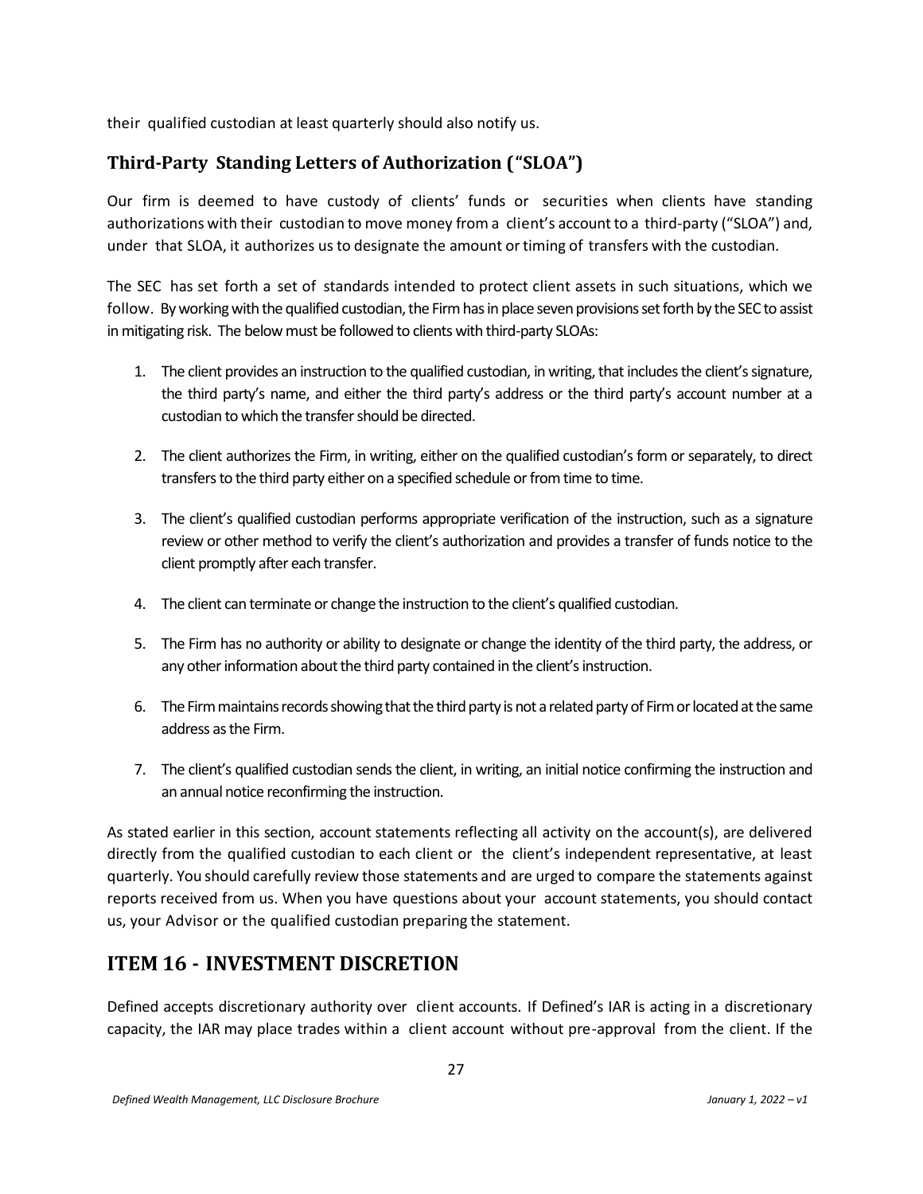their qualified custodian at least quarterly should also notify us.

### Third-Party Standing Letters of Authorization ("SLOA")

Our firm is deemed to have custody of clients' funds or securities when clients have standing authorizations with their custodian to move money from a client's account to a third-party ("SLOA") and, under that SLOA, it authorizes us to designate the amount or timing of transfers with the custodian.

The SEC has set forth a set of standards intended to protect client assets in such situations, which we follow. By working with the qualified custodian, the Firm has in place seven provisions set forth by the SEC to assist in mitigating risk. The below must be followed to clients with third-party SLOAs:

1. The client provides an instruction to the qualified custodian, in writing, that includes the client's signature, the third party's name, and either the third party's address or the third party's account number at a custodian to which the transfer should be directed.

2. The client authorizes the Firm, in writing, either on the qualified custodian's form or separately, to direct transfers to the third party either on a specified schedule or from time to time.

3. The client's qualified custodian performs appropriate verification of the instruction, such as a signature review or other method to verify the client's authorization and provides a transfer of funds notice to the client promptly after each transfer.

4. The client can terminate or change the instruction to the client's qualified custodian.

5. The Firm has no authority or ability to designate or change the identity of the third party, the address, or any other information about the third party contained in the client's instruction.

6. The Firm maintains records showing that the third party is not a related party of Firm or located at the same address as the Firm.

7. The client's qualified custodian sends the client, in writing, an initial notice confirming the instruction and an annual notice reconfirming the instruction.

As stated earlier in this section, account statements reflecting all activity on the account(s), are delivered directly from the qualified custodian to each client or the client's independent representative, at least quarterly. You should carefully review those statements and are urged to compare the statements against reports received from us. When you have questions about your account statements, you should contact us, your Advisor or the qualified custodian preparing the statement.

## ITEM 16 - INVESTMENT DISCRETION

Defined accepts discretionary authority over client accounts. If Defined's IAR is acting in a discretionary capacity, the IAR may place trades within a client account without pre-approval from the client. If the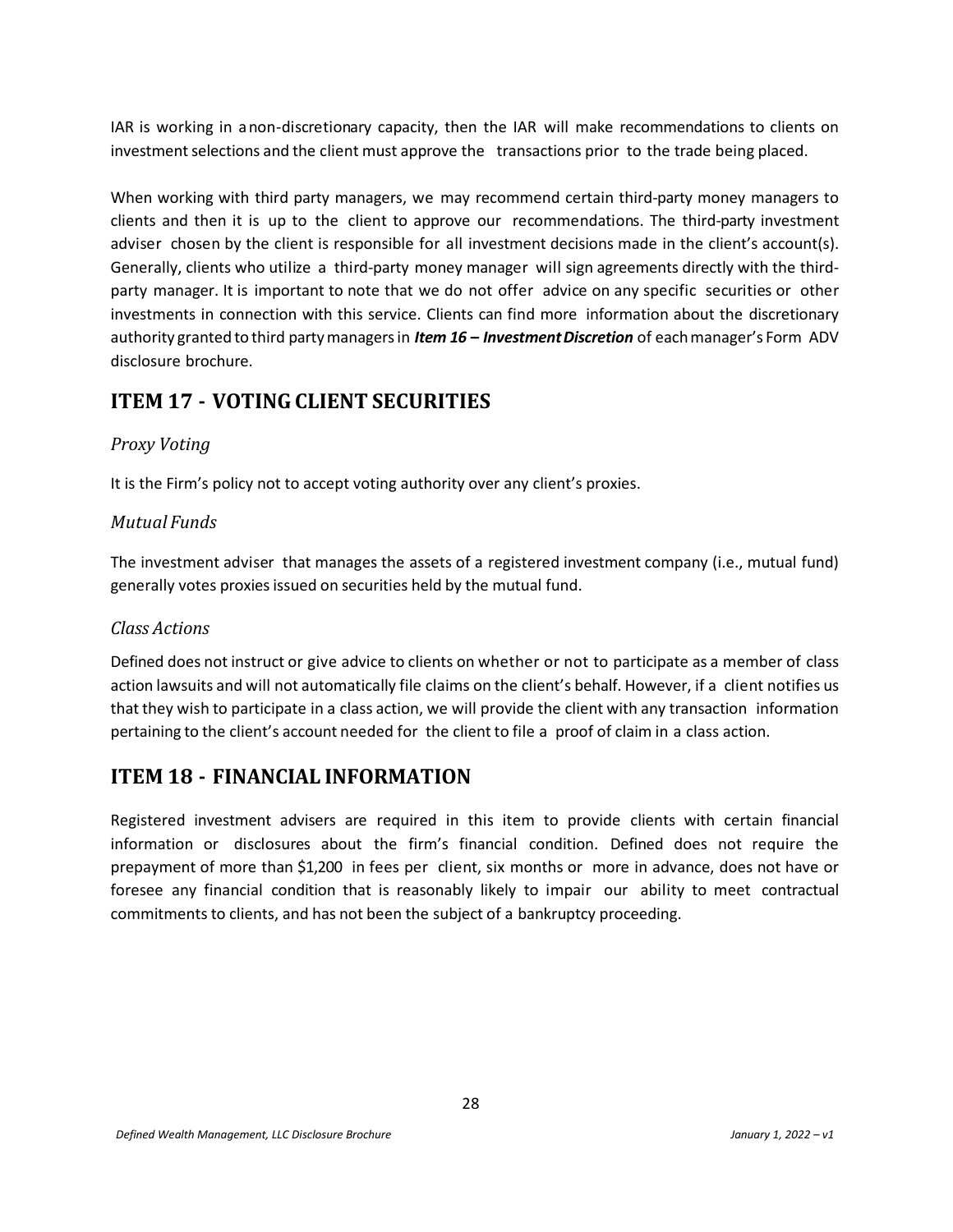IAR is working in a non-discretionary capacity, then the IAR will make recommendations to clients on investment selections and the client must approve the transactions prior to the trade being placed.

When working with third party managers, we may recommend certain third-party money managers to clients and then it is up to the client to approve our recommendations. The third-party investment adviser chosen by the client is responsible for all investment decisions made in the client's account(s). Generally, clients who utilize a third-party money manager will sign agreements directly with the third-party manager. It is important to note that we do not offer advice on any specific securities or other investments in connection with this service. Clients can find more information about the discretionary authority granted to third party managers in ***Item 16 – Investment Discretion*** of each manager's Form ADV disclosure brochure.

## ITEM 17 - VOTING CLIENT SECURITIES

### *Proxy Voting*

It is the Firm's policy not to accept voting authority over any client's proxies.

### *Mutual Funds*

The investment adviser that manages the assets of a registered investment company (i.e., mutual fund) generally votes proxies issued on securities held by the mutual fund.

### *Class Actions*

Defined does not instruct or give advice to clients on whether or not to participate as a member of class action lawsuits and will not automatically file claims on the client's behalf. However, if a client notifies us that they wish to participate in a class action, we will provide the client with any transaction information pertaining to the client's account needed for the client to file a proof of claim in a class action.

## ITEM 18 - FINANCIAL INFORMATION

Registered investment advisers are required in this item to provide clients with certain financial information or disclosures about the firm's financial condition. Defined does not require the prepayment of more than $1,200 in fees per client, six months or more in advance, does not have or foresee any financial condition that is reasonably likely to impair our ability to meet contractual commitments to clients, and has not been the subject of a bankruptcy proceeding.